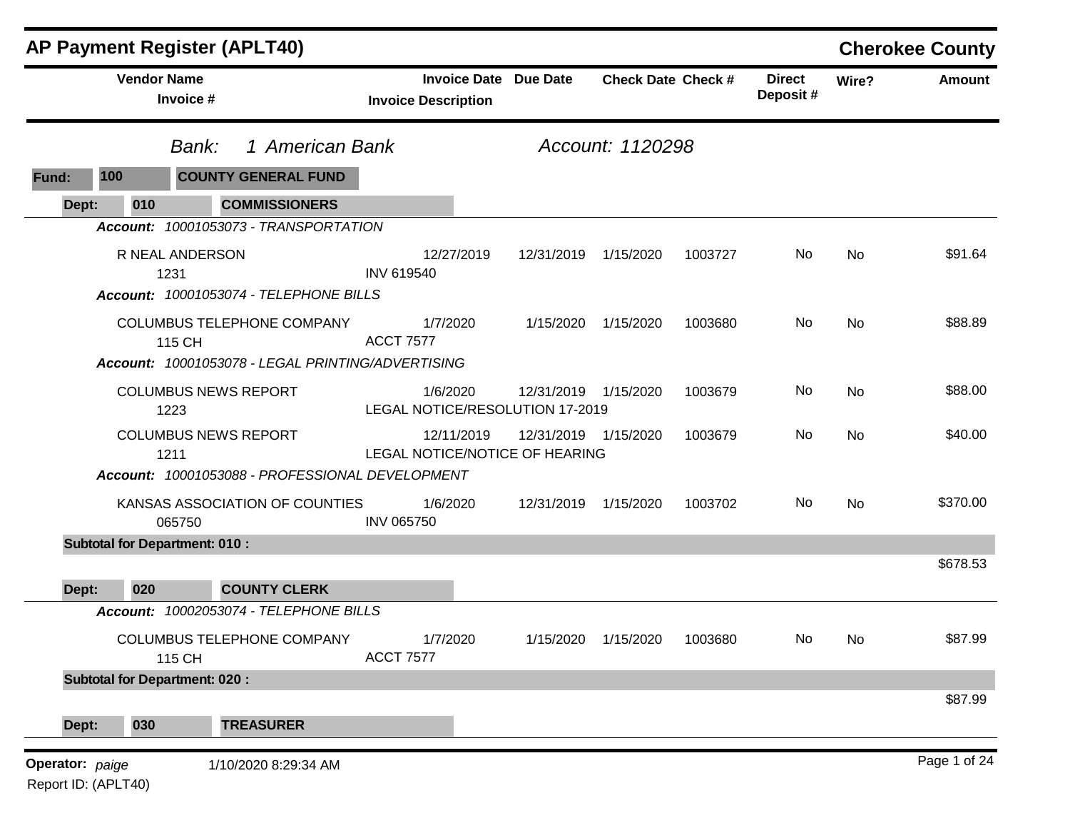# AP Payment Register (APLT40)

## Cherokee County

**Bank:** 1 American Bank **Account:** 1120298

**Fund:** 100 COUNTY GENERAL FUND

### Dept: 010 COMMISSIONERS

| Vendor Name / Invoice # | Invoice Date / Invoice Description | Due Date | Check Date | Check # | Direct Deposit # | Wire? | Amount |
|---|---|---|---|---|---|---|---|
| ***Account: 10001053073 - TRANSPORTATION*** | | | | | | | |
| R NEAL ANDERSON<br>1231 | 12/27/2019<br>INV 619540 | 12/31/2019 | 1/15/2020 | 1003727 | No | No | $91.64 |
| ***Account: 10001053074 - TELEPHONE BILLS*** | | | | | | | |
| COLUMBUS TELEPHONE COMPANY<br>115 CH | 1/7/2020<br>ACCT 7577 | 1/15/2020 | 1/15/2020 | 1003680 | No | No | $88.89 |
| ***Account: 10001053078 - LEGAL PRINTING/ADVERTISING*** | | | | | | | |
| COLUMBUS NEWS REPORT<br>1223 | 1/6/2020<br>LEGAL NOTICE/RESOLUTION 17-2019 | 12/31/2019 | 1/15/2020 | 1003679 | No | No | $88.00 |
| COLUMBUS NEWS REPORT<br>1211 | 12/11/2019<br>LEGAL NOTICE/NOTICE OF HEARING | 12/31/2019 | 1/15/2020 | 1003679 | No | No | $40.00 |
| ***Account: 10001053088 - PROFESSIONAL DEVELOPMENT*** | | | | | | | |
| KANSAS ASSOCIATION OF COUNTIES<br>065750 | 1/6/2020<br>INV 065750 | 12/31/2019 | 1/15/2020 | 1003702 | No | No | $370.00 |
| **Subtotal for Department: 010 :** | | | | | | | $678.53 |

### Dept: 020 COUNTY CLERK

| Vendor Name / Invoice # | Invoice Date / Invoice Description | Due Date | Check Date | Check # | Direct Deposit # | Wire? | Amount |
|---|---|---|---|---|---|---|---|
| ***Account: 10002053074 - TELEPHONE BILLS*** | | | | | | | |
| COLUMBUS TELEPHONE COMPANY<br>115 CH | 1/7/2020<br>ACCT 7577 | 1/15/2020 | 1/15/2020 | 1003680 | No | No | $87.99 |
| **Subtotal for Department: 020 :** | | | | | | | $87.99 |

### Dept: 030 TREASURER

**Operator:** *paige* 1/10/2020 8:29:34 AM

Report ID: (APLT40)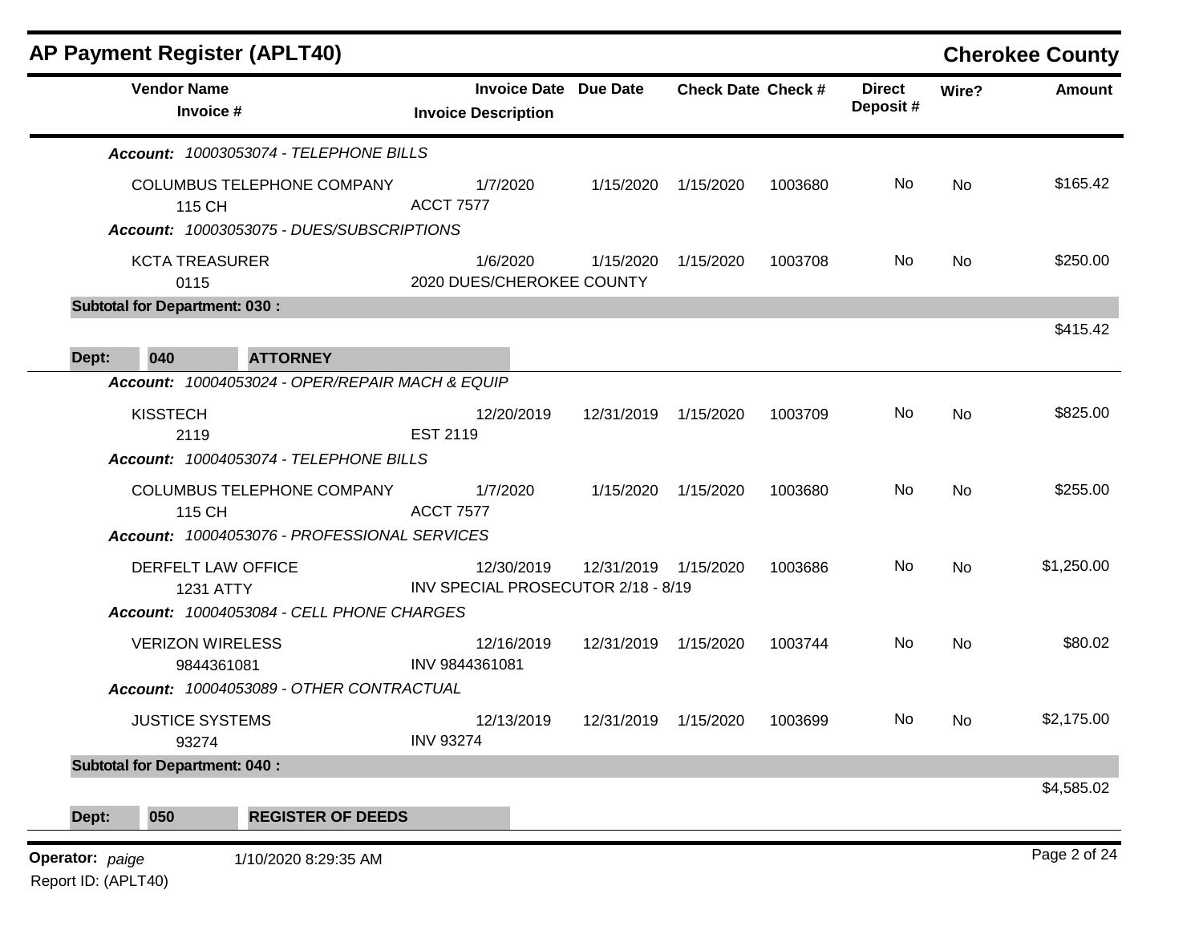## AP Payment Register (APLT40)

**Cherokee County**

| Vendor Name / Invoice # | Invoice Date / Invoice Description | Due Date | Check Date | Check # | Direct Deposit # | Wire? | Amount |
|---|---|---|---|---|---|---|---|
| ***Account:** 10003053074 - TELEPHONE BILLS* | | | | | | | |
| COLUMBUS TELEPHONE COMPANY<br>115 CH | 1/7/2020<br>ACCT 7577 | 1/15/2020 | 1/15/2020 | 1003680 | No | No | $165.42 |
| ***Account:** 10003053075 - DUES/SUBSCRIPTIONS* | | | | | | | |
| KCTA TREASURER<br>0115 | 1/6/2020<br>2020 DUES/CHEROKEE COUNTY | 1/15/2020 | 1/15/2020 | 1003708 | No | No | $250.00 |
| **Subtotal for Department: 030 :** | | | | | | | $415.42 |
| **Dept: 040 ATTORNEY** | | | | | | | |
| ***Account:** 10004053024 - OPER/REPAIR MACH & EQUIP* | | | | | | | |
| KISSTECH<br>2119 | 12/20/2019<br>EST 2119 | 12/31/2019 | 1/15/2020 | 1003709 | No | No | $825.00 |
| ***Account:** 10004053074 - TELEPHONE BILLS* | | | | | | | |
| COLUMBUS TELEPHONE COMPANY<br>115 CH | 1/7/2020<br>ACCT 7577 | 1/15/2020 | 1/15/2020 | 1003680 | No | No | $255.00 |
| ***Account:** 10004053076 - PROFESSIONAL SERVICES* | | | | | | | |
| DERFELT LAW OFFICE<br>1231 ATTY | 12/30/2019<br>INV SPECIAL PROSECUTOR 2/18 - 8/19 | 12/31/2019 | 1/15/2020 | 1003686 | No | No | $1,250.00 |
| ***Account:** 10004053084 - CELL PHONE CHARGES* | | | | | | | |
| VERIZON WIRELESS<br>9844361081 | 12/16/2019<br>INV 9844361081 | 12/31/2019 | 1/15/2020 | 1003744 | No | No | $80.02 |
| ***Account:** 10004053089 - OTHER CONTRACTUAL* | | | | | | | |
| JUSTICE SYSTEMS<br>93274 | 12/13/2019<br>INV 93274 | 12/31/2019 | 1/15/2020 | 1003699 | No | No | $2,175.00 |
| **Subtotal for Department: 040 :** | | | | | | | $4,585.02 |
| **Dept: 050 REGISTER OF DEEDS** | | | | | | | |

**Operator:** *paige* 1/10/2020 8:29:35 AM

Report ID: (APLT40)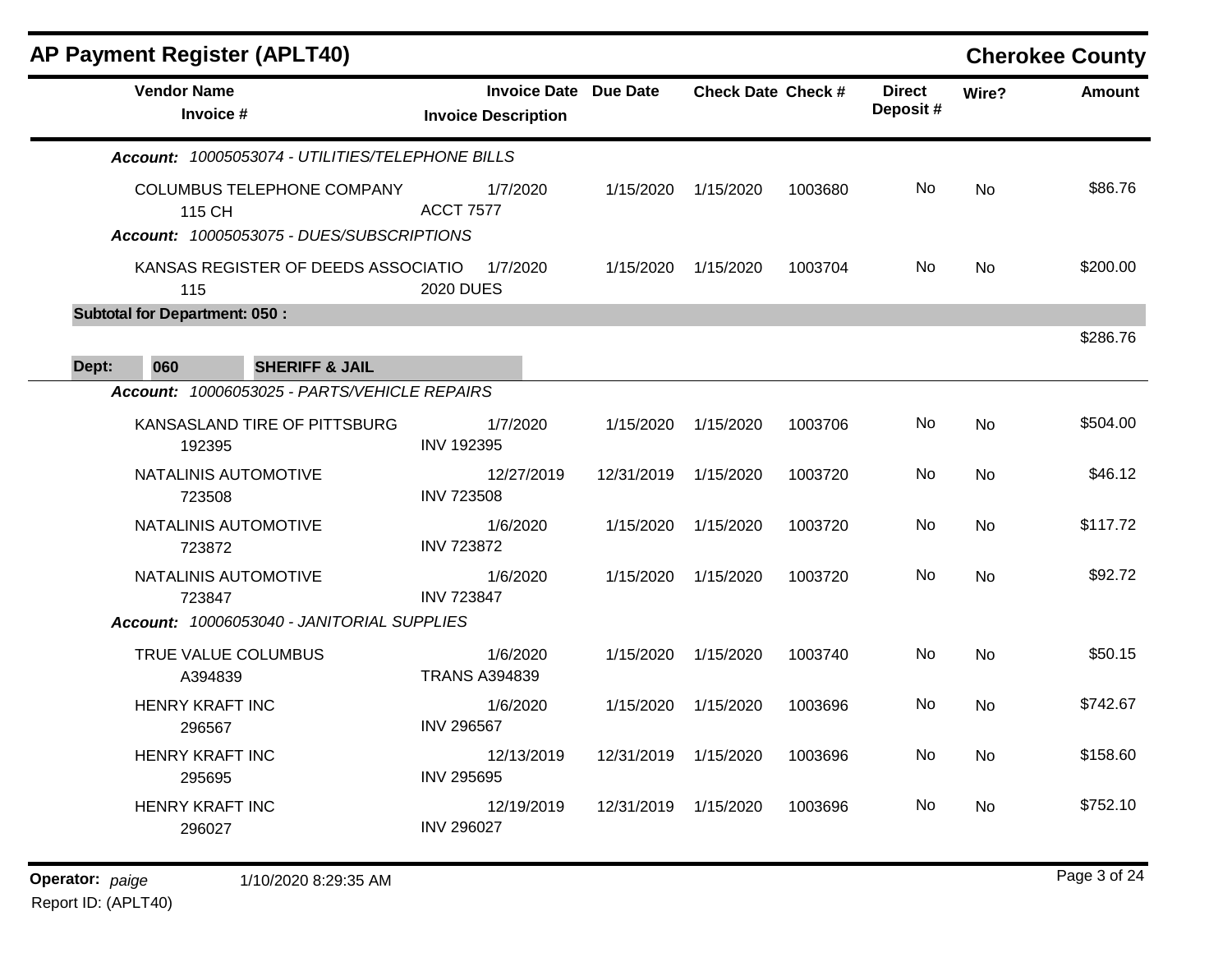# AP Payment Register (APLT40)

## Cherokee County

| Vendor Name / Invoice # | Invoice Date / Invoice Description | Due Date | Check Date | Check # | Direct Deposit # | Wire? | Amount |
|---|---|---|---|---|---|---|---|
| ***Account:** 10005053074 - UTILITIES/TELEPHONE BILLS* | | | | | | | |
| COLUMBUS TELEPHONE COMPANY<br>115 CH | 1/7/2020<br>ACCT 7577 | 1/15/2020 | 1/15/2020 | 1003680 | No | No | $86.76 |
| ***Account:** 10005053075 - DUES/SUBSCRIPTIONS* | | | | | | | |
| KANSAS REGISTER OF DEEDS ASSOCIATIO<br>115 | 1/7/2020<br>2020 DUES | 1/15/2020 | 1/15/2020 | 1003704 | No | No | $200.00 |
| **Subtotal for Department: 050 :** | | | | | | | $286.76 |
| **Dept: 060 SHERIFF & JAIL** | | | | | | | |
| ***Account:** 10006053025 - PARTS/VEHICLE REPAIRS* | | | | | | | |
| KANSASLAND TIRE OF PITTSBURG<br>192395 | 1/7/2020<br>INV 192395 | 1/15/2020 | 1/15/2020 | 1003706 | No | No | $504.00 |
| NATALINIS AUTOMOTIVE<br>723508 | 12/27/2019<br>INV 723508 | 12/31/2019 | 1/15/2020 | 1003720 | No | No | $46.12 |
| NATALINIS AUTOMOTIVE<br>723872 | 1/6/2020<br>INV 723872 | 1/15/2020 | 1/15/2020 | 1003720 | No | No | $117.72 |
| NATALINIS AUTOMOTIVE<br>723847 | 1/6/2020<br>INV 723847 | 1/15/2020 | 1/15/2020 | 1003720 | No | No | $92.72 |
| ***Account:** 10006053040 - JANITORIAL SUPPLIES* | | | | | | | |
| TRUE VALUE COLUMBUS<br>A394839 | 1/6/2020<br>TRANS A394839 | 1/15/2020 | 1/15/2020 | 1003740 | No | No | $50.15 |
| HENRY KRAFT INC<br>296567 | 1/6/2020<br>INV 296567 | 1/15/2020 | 1/15/2020 | 1003696 | No | No | $742.67 |
| HENRY KRAFT INC<br>295695 | 12/13/2019<br>INV 295695 | 12/31/2019 | 1/15/2020 | 1003696 | No | No | $158.60 |
| HENRY KRAFT INC<br>296027 | 12/19/2019<br>INV 296027 | 12/31/2019 | 1/15/2020 | 1003696 | No | No | $752.10 |

**Operator:** *paige* 1/10/2020 8:29:35 AM

Report ID: (APLT40)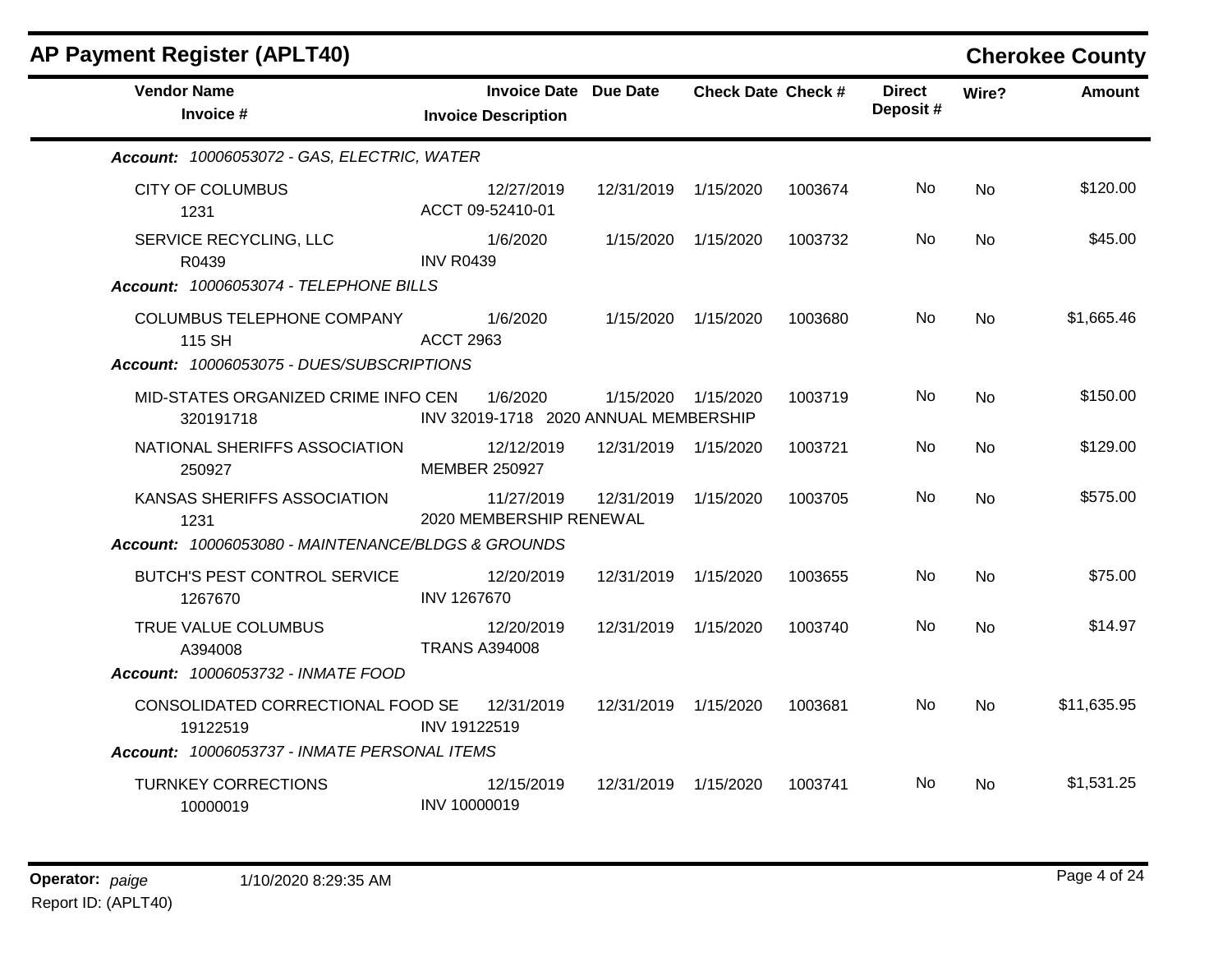# AP Payment Register (APLT40)

**Cherokee County**

| Vendor Name / Invoice # | Invoice Date / Invoice Description | Due Date | Check Date | Check # | Direct Deposit # | Wire? | Amount |
|---|---|---|---|---|---|---|---|
| ***Account: 10006053072 - GAS, ELECTRIC, WATER*** | | | | | | | |
| CITY OF COLUMBUS<br>1231 | 12/27/2019<br>ACCT 09-52410-01 | 12/31/2019 | 1/15/2020 | 1003674 | No | No | $120.00 |
| SERVICE RECYCLING, LLC<br>R0439 | 1/6/2020<br>INV R0439 | 1/15/2020 | 1/15/2020 | 1003732 | No | No | $45.00 |
| ***Account: 10006053074 - TELEPHONE BILLS*** | | | | | | | |
| COLUMBUS TELEPHONE COMPANY<br>115 SH | 1/6/2020<br>ACCT 2963 | 1/15/2020 | 1/15/2020 | 1003680 | No | No | $1,665.46 |
| ***Account: 10006053075 - DUES/SUBSCRIPTIONS*** | | | | | | | |
| MID-STATES ORGANIZED CRIME INFO CEN<br>320191718 | 1/6/2020<br>INV 32019-1718 2020 ANNUAL MEMBERSHIP | 1/15/2020 | 1/15/2020 | 1003719 | No | No | $150.00 |
| NATIONAL SHERIFFS ASSOCIATION<br>250927 | 12/12/2019<br>MEMBER 250927 | 12/31/2019 | 1/15/2020 | 1003721 | No | No | $129.00 |
| KANSAS SHERIFFS ASSOCIATION<br>1231 | 11/27/2019<br>2020 MEMBERSHIP RENEWAL | 12/31/2019 | 1/15/2020 | 1003705 | No | No | $575.00 |
| ***Account: 10006053080 - MAINTENANCE/BLDGS & GROUNDS*** | | | | | | | |
| BUTCH'S PEST CONTROL SERVICE<br>1267670 | 12/20/2019<br>INV 1267670 | 12/31/2019 | 1/15/2020 | 1003655 | No | No | $75.00 |
| TRUE VALUE COLUMBUS<br>A394008 | 12/20/2019<br>TRANS A394008 | 12/31/2019 | 1/15/2020 | 1003740 | No | No | $14.97 |
| ***Account: 10006053732 - INMATE FOOD*** | | | | | | | |
| CONSOLIDATED CORRECTIONAL FOOD SE<br>19122519 | 12/31/2019<br>INV 19122519 | 12/31/2019 | 1/15/2020 | 1003681 | No | No | $11,635.95 |
| ***Account: 10006053737 - INMATE PERSONAL ITEMS*** | | | | | | | |
| TURNKEY CORRECTIONS<br>10000019 | 12/15/2019<br>INV 10000019 | 12/31/2019 | 1/15/2020 | 1003741 | No | No | $1,531.25 |

**Operator:** *paige* 1/10/2020 8:29:35 AM

Report ID: (APLT40)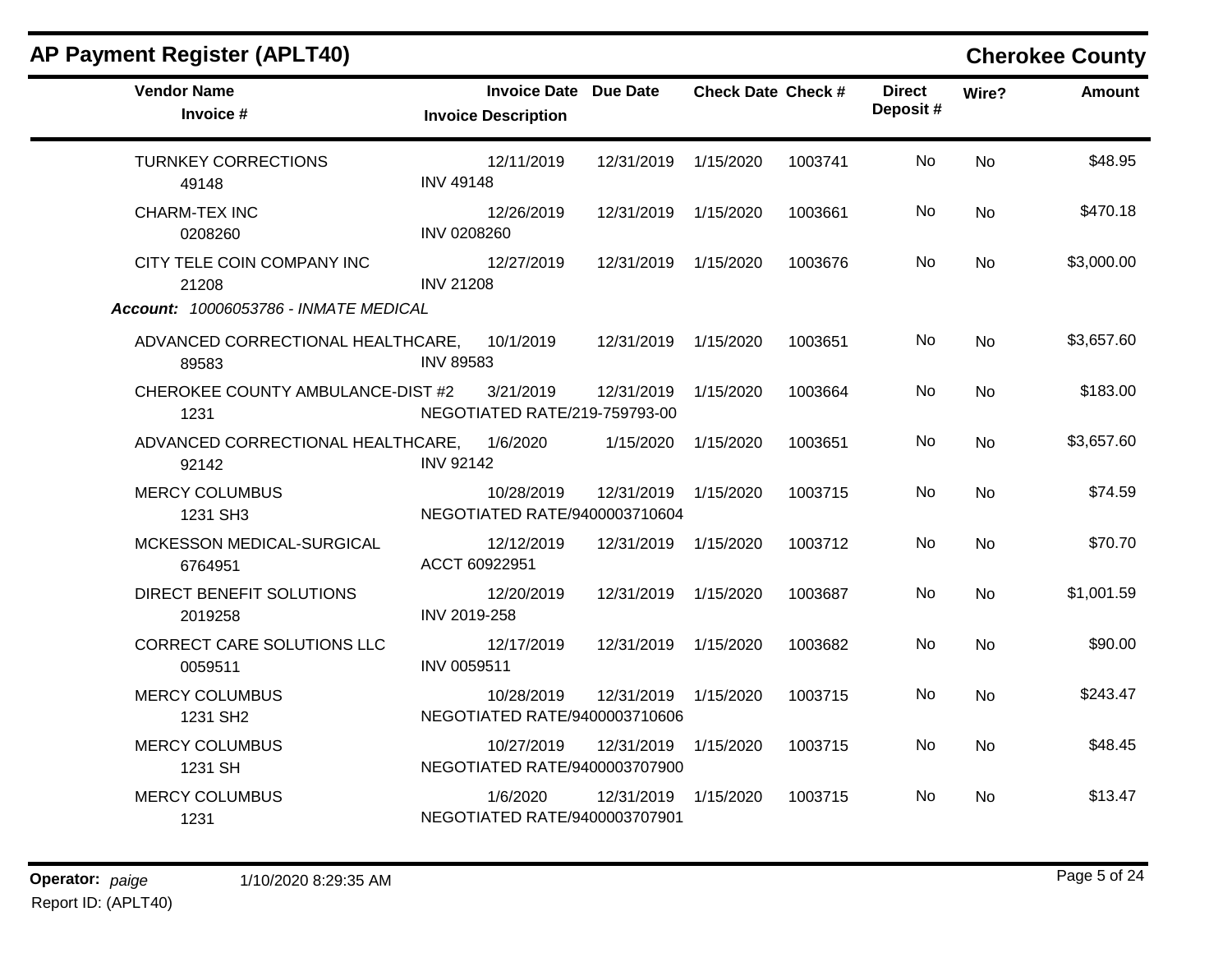## AP Payment Register (APLT40)

**Cherokee County**

| Vendor Name / Invoice # | Invoice Date / Invoice Description | Due Date | Check Date | Check # | Direct Deposit # | Wire? | Amount |
|---|---|---|---|---|---|---|---|
| TURNKEY CORRECTIONS<br>49148 | 12/11/2019<br>INV 49148 | 12/31/2019 | 1/15/2020 | 1003741 | No | No | $48.95 |
| CHARM-TEX INC<br>0208260 | 12/26/2019<br>INV 0208260 | 12/31/2019 | 1/15/2020 | 1003661 | No | No | $470.18 |
| CITY TELE COIN COMPANY INC<br>21208 | 12/27/2019<br>INV 21208 | 12/31/2019 | 1/15/2020 | 1003676 | No | No | $3,000.00 |
| ***Account:* 10006053786 - INMATE MEDICAL** | | | | | | | |
| ADVANCED CORRECTIONAL HEALTHCARE,<br>89583 | 10/1/2019<br>INV 89583 | 12/31/2019 | 1/15/2020 | 1003651 | No | No | $3,657.60 |
| CHEROKEE COUNTY AMBULANCE-DIST #2<br>1231 | 3/21/2019<br>NEGOTIATED RATE/219-759793-00 | 12/31/2019 | 1/15/2020 | 1003664 | No | No | $183.00 |
| ADVANCED CORRECTIONAL HEALTHCARE,<br>92142 | 1/6/2020<br>INV 92142 | 1/15/2020 | 1/15/2020 | 1003651 | No | No | $3,657.60 |
| MERCY COLUMBUS<br>1231 SH3 | 10/28/2019<br>NEGOTIATED RATE/9400003710604 | 12/31/2019 | 1/15/2020 | 1003715 | No | No | $74.59 |
| MCKESSON MEDICAL-SURGICAL<br>6764951 | 12/12/2019<br>ACCT 60922951 | 12/31/2019 | 1/15/2020 | 1003712 | No | No | $70.70 |
| DIRECT BENEFIT SOLUTIONS<br>2019258 | 12/20/2019<br>INV 2019-258 | 12/31/2019 | 1/15/2020 | 1003687 | No | No | $1,001.59 |
| CORRECT CARE SOLUTIONS LLC<br>0059511 | 12/17/2019<br>INV 0059511 | 12/31/2019 | 1/15/2020 | 1003682 | No | No | $90.00 |
| MERCY COLUMBUS<br>1231 SH2 | 10/28/2019<br>NEGOTIATED RATE/9400003710606 | 12/31/2019 | 1/15/2020 | 1003715 | No | No | $243.47 |
| MERCY COLUMBUS<br>1231 SH | 10/27/2019<br>NEGOTIATED RATE/9400003707900 | 12/31/2019 | 1/15/2020 | 1003715 | No | No | $48.45 |
| MERCY COLUMBUS<br>1231 | 1/6/2020<br>NEGOTIATED RATE/9400003707901 | 12/31/2019 | 1/15/2020 | 1003715 | No | No | $13.47 |

**Operator:** *paige* 1/10/2020 8:29:35 AM

Report ID: (APLT40)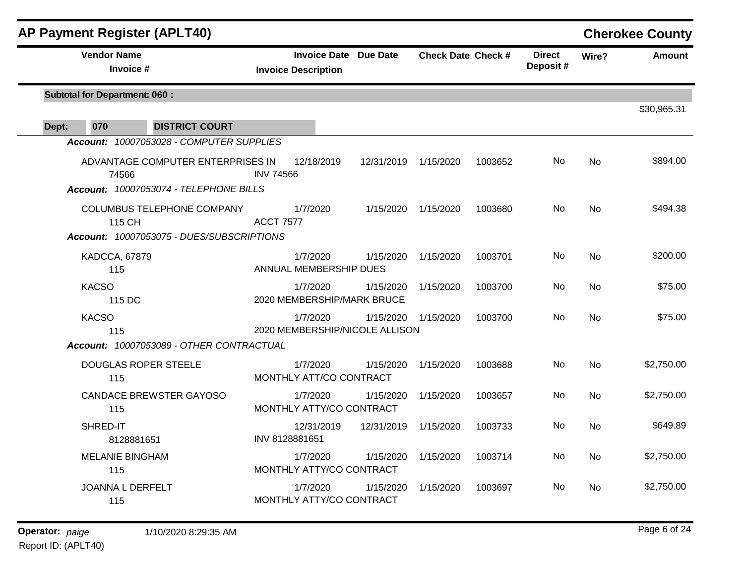## AP Payment Register (APLT40)

**Cherokee County**

| Vendor Name / Invoice # | Invoice Date / Invoice Description | Due Date | Check Date | Check # | Direct Deposit # | Wire? | Amount |
|---|---|---|---|---|---|---|---|
| **Subtotal for Department: 060 :** | | | | | | | $30,965.31 |
| **Dept: 070 DISTRICT COURT** | | | | | | | |
| ***Account: 10007053028 - COMPUTER SUPPLIES*** | | | | | | | |
| ADVANTAGE COMPUTER ENTERPRISES IN<br>74566 | 12/18/2019<br>INV 74566 | 12/31/2019 | 1/15/2020 | 1003652 | No | No | $894.00 |
| ***Account: 10007053074 - TELEPHONE BILLS*** | | | | | | | |
| COLUMBUS TELEPHONE COMPANY<br>115 CH | 1/7/2020<br>ACCT 7577 | 1/15/2020 | 1/15/2020 | 1003680 | No | No | $494.38 |
| ***Account: 10007053075 - DUES/SUBSCRIPTIONS*** | | | | | | | |
| KADCCA, 67879<br>115 | 1/7/2020<br>ANNUAL MEMBERSHIP DUES | 1/15/2020 | 1/15/2020 | 1003701 | No | No | $200.00 |
| KACSO<br>115 DC | 1/7/2020<br>2020 MEMBERSHIP/MARK BRUCE | 1/15/2020 | 1/15/2020 | 1003700 | No | No | $75.00 |
| KACSO<br>115 | 1/7/2020<br>2020 MEMBERSHIP/NICOLE ALLISON | 1/15/2020 | 1/15/2020 | 1003700 | No | No | $75.00 |
| ***Account: 10007053089 - OTHER CONTRACTUAL*** | | | | | | | |
| DOUGLAS ROPER STEELE<br>115 | 1/7/2020<br>MONTHLY ATT/CO CONTRACT | 1/15/2020 | 1/15/2020 | 1003688 | No | No | $2,750.00 |
| CANDACE BREWSTER GAYOSO<br>115 | 1/7/2020<br>MONTHLY ATTY/CO CONTRACT | 1/15/2020 | 1/15/2020 | 1003657 | No | No | $2,750.00 |
| SHRED-IT<br>8128881651 | 12/31/2019<br>INV 8128881651 | 12/31/2019 | 1/15/2020 | 1003733 | No | No | $649.89 |
| MELANIE BINGHAM<br>115 | 1/7/2020<br>MONTHLY ATTY/CO CONTRACT | 1/15/2020 | 1/15/2020 | 1003714 | No | No | $2,750.00 |
| JOANNA L DERFELT<br>115 | 1/7/2020<br>MONTHLY ATTY/CO CONTRACT | 1/15/2020 | 1/15/2020 | 1003697 | No | No | $2,750.00 |

**Operator:** *paige* 1/10/2020 8:29:35 AM

Report ID: (APLT40)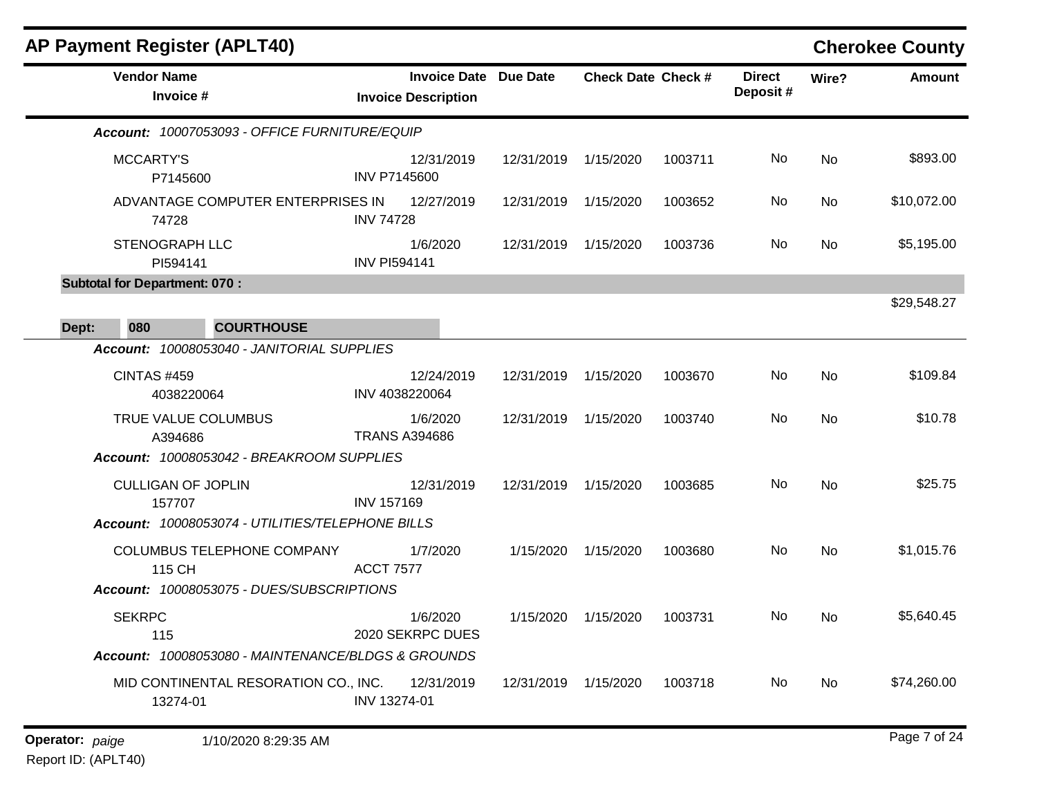## AP Payment Register (APLT40)

**Cherokee County**

| Vendor Name / Invoice # | Invoice Date / Invoice Description | Due Date | Check Date | Check # | Direct Deposit # | Wire? | Amount |
|---|---|---|---|---|---|---|---|
| ***Account:** 10007053093 - OFFICE FURNITURE/EQUIP* | | | | | | | |
| MCCARTY'S<br>P7145600 | 12/31/2019<br>INV P7145600 | 12/31/2019 | 1/15/2020 | 1003711 | No | No | $893.00 |
| ADVANTAGE COMPUTER ENTERPRISES IN<br>74728 | 12/27/2019<br>INV 74728 | 12/31/2019 | 1/15/2020 | 1003652 | No | No | $10,072.00 |
| STENOGRAPH LLC<br>PI594141 | 1/6/2020<br>INV PI594141 | 12/31/2019 | 1/15/2020 | 1003736 | No | No | $5,195.00 |
| **Subtotal for Department: 070 :** | | | | | | | $29,548.27 |
| **Dept: 080 COURTHOUSE** | | | | | | | |
| ***Account:** 10008053040 - JANITORIAL SUPPLIES* | | | | | | | |
| CINTAS #459<br>4038220064 | 12/24/2019<br>INV 4038220064 | 12/31/2019 | 1/15/2020 | 1003670 | No | No | $109.84 |
| TRUE VALUE COLUMBUS<br>A394686 | 1/6/2020<br>TRANS A394686 | 12/31/2019 | 1/15/2020 | 1003740 | No | No | $10.78 |
| ***Account:** 10008053042 - BREAKROOM SUPPLIES* | | | | | | | |
| CULLIGAN OF JOPLIN<br>157707 | 12/31/2019<br>INV 157169 | 12/31/2019 | 1/15/2020 | 1003685 | No | No | $25.75 |
| ***Account:** 10008053074 - UTILITIES/TELEPHONE BILLS* | | | | | | | |
| COLUMBUS TELEPHONE COMPANY<br>115 CH | 1/7/2020<br>ACCT 7577 | 1/15/2020 | 1/15/2020 | 1003680 | No | No | $1,015.76 |
| ***Account:** 10008053075 - DUES/SUBSCRIPTIONS* | | | | | | | |
| SEKRPC<br>115 | 1/6/2020<br>2020 SEKRPC DUES | 1/15/2020 | 1/15/2020 | 1003731 | No | No | $5,640.45 |
| ***Account:** 10008053080 - MAINTENANCE/BLDGS & GROUNDS* | | | | | | | |
| MID CONTINENTAL RESORATION CO., INC.<br>13274-01 | 12/31/2019<br>INV 13274-01 | 12/31/2019 | 1/15/2020 | 1003718 | No | No | $74,260.00 |

**Operator:** *paige* 1/10/2020 8:29:35 AM

Report ID: (APLT40)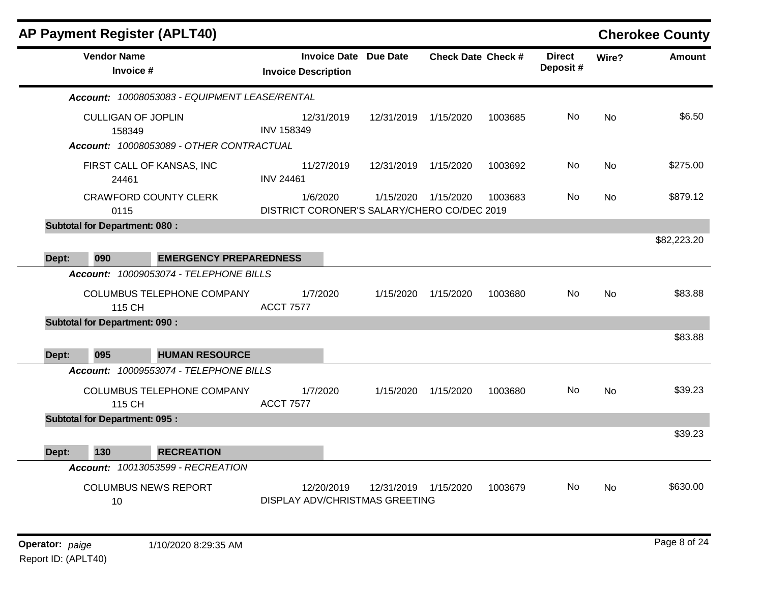## AP Payment Register (APLT40) — Cherokee County

| Vendor Name / Invoice # | Invoice Date / Invoice Description | Due Date | Check Date | Check # | Direct Deposit # | Wire? | Amount |
|---|---|---|---|---|---|---|---|
| ***Account: 10008053083 - EQUIPMENT LEASE/RENTAL*** | | | | | | | |
| CULLIGAN OF JOPLIN<br>158349 | 12/31/2019<br>INV 158349 | 12/31/2019 | 1/15/2020 | 1003685 | No | No | $6.50 |
| ***Account: 10008053089 - OTHER CONTRACTUAL*** | | | | | | | |
| FIRST CALL OF KANSAS, INC<br>24461 | 11/27/2019<br>INV 24461 | 12/31/2019 | 1/15/2020 | 1003692 | No | No | $275.00 |
| CRAWFORD COUNTY CLERK<br>0115 | 1/6/2020<br>DISTRICT CORONER'S SALARY/CHERO CO/DEC 2019 | 1/15/2020 | 1/15/2020 | 1003683 | No | No | $879.12 |
| **Subtotal for Department: 080 :** | | | | | | | $82,223.20 |
| **Dept: 090 EMERGENCY PREPAREDNESS** | | | | | | | |
| ***Account: 10009053074 - TELEPHONE BILLS*** | | | | | | | |
| COLUMBUS TELEPHONE COMPANY<br>115 CH | 1/7/2020<br>ACCT 7577 | 1/15/2020 | 1/15/2020 | 1003680 | No | No | $83.88 |
| **Subtotal for Department: 090 :** | | | | | | | $83.88 |
| **Dept: 095 HUMAN RESOURCE** | | | | | | | |
| ***Account: 10009553074 - TELEPHONE BILLS*** | | | | | | | |
| COLUMBUS TELEPHONE COMPANY<br>115 CH | 1/7/2020<br>ACCT 7577 | 1/15/2020 | 1/15/2020 | 1003680 | No | No | $39.23 |
| **Subtotal for Department: 095 :** | | | | | | | $39.23 |
| **Dept: 130 RECREATION** | | | | | | | |
| ***Account: 10013053599 - RECREATION*** | | | | | | | |
| COLUMBUS NEWS REPORT<br>10 | 12/20/2019<br>DISPLAY ADV/CHRISTMAS GREETING | 12/31/2019 | 1/15/2020 | 1003679 | No | No | $630.00 |

**Operator:** *paige* 1/10/2020 8:29:35 AM
Report ID: (APLT40)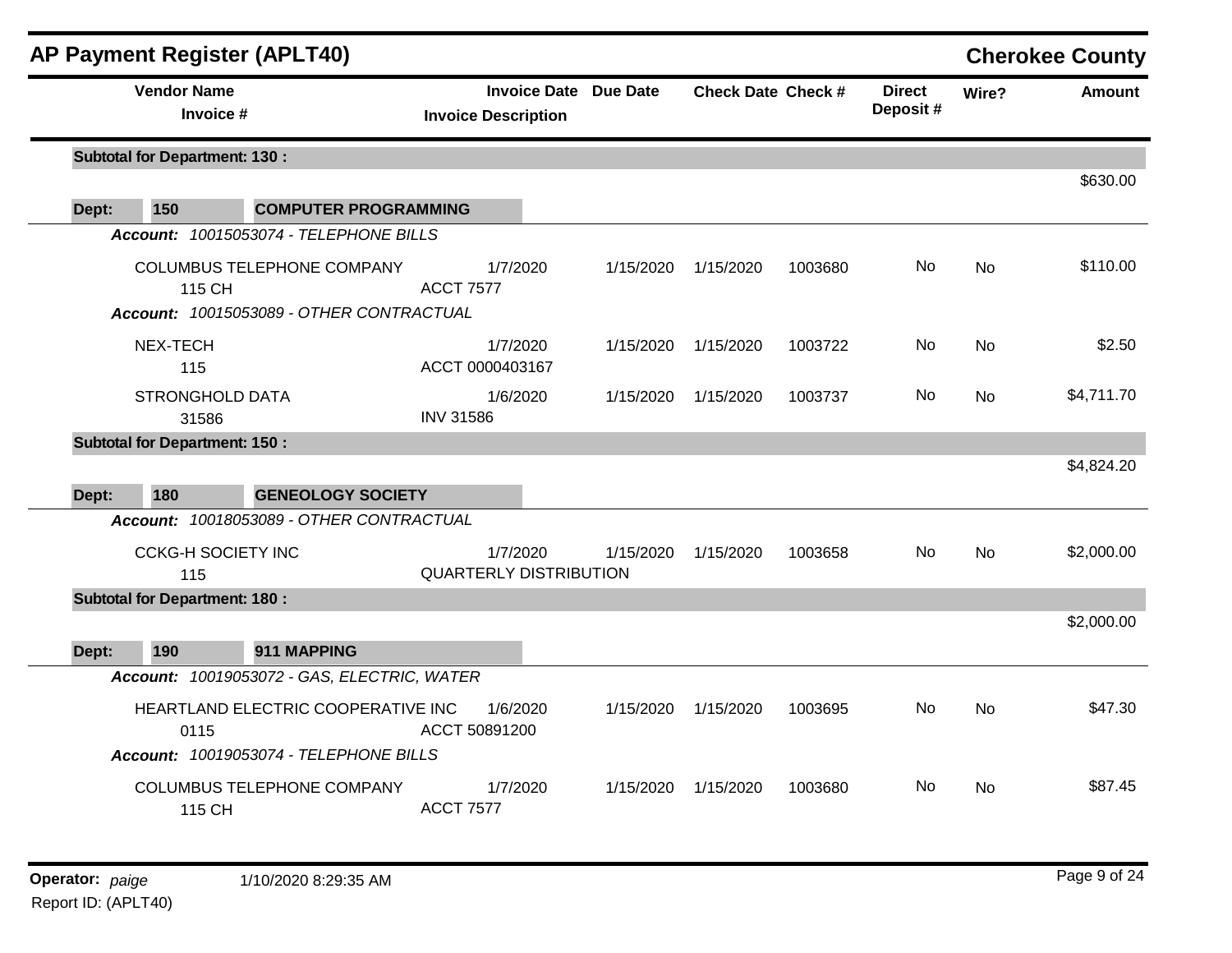# AP Payment Register (APLT40)

## Cherokee County

| Vendor Name / Invoice # | Invoice Date / Invoice Description | Due Date | Check Date | Check # | Direct Deposit # | Wire? | Amount |
|---|---|---|---|---|---|---|---|
| **Subtotal for Department: 130 :** | | | | | | | $630.00 |
| **Dept: 150 COMPUTER PROGRAMMING** | | | | | | | |
| ***Account: 10015053074 - TELEPHONE BILLS*** | | | | | | | |
| COLUMBUS TELEPHONE COMPANY<br>115 CH | 1/7/2020<br>ACCT 7577 | 1/15/2020 | 1/15/2020 | 1003680 | No | No | $110.00 |
| ***Account: 10015053089 - OTHER CONTRACTUAL*** | | | | | | | |
| NEX-TECH<br>115 | 1/7/2020<br>ACCT 0000403167 | 1/15/2020 | 1/15/2020 | 1003722 | No | No | $2.50 |
| STRONGHOLD DATA<br>31586 | 1/6/2020<br>INV 31586 | 1/15/2020 | 1/15/2020 | 1003737 | No | No | $4,711.70 |
| **Subtotal for Department: 150 :** | | | | | | | $4,824.20 |
| **Dept: 180 GENEOLOGY SOCIETY** | | | | | | | |
| ***Account: 10018053089 - OTHER CONTRACTUAL*** | | | | | | | |
| CCKG-H SOCIETY INC<br>115 | 1/7/2020<br>QUARTERLY DISTRIBUTION | 1/15/2020 | 1/15/2020 | 1003658 | No | No | $2,000.00 |
| **Subtotal for Department: 180 :** | | | | | | | $2,000.00 |
| **Dept: 190 911 MAPPING** | | | | | | | |
| ***Account: 10019053072 - GAS, ELECTRIC, WATER*** | | | | | | | |
| HEARTLAND ELECTRIC COOPERATIVE INC<br>0115 | 1/6/2020<br>ACCT 50891200 | 1/15/2020 | 1/15/2020 | 1003695 | No | No | $47.30 |
| ***Account: 10019053074 - TELEPHONE BILLS*** | | | | | | | |
| COLUMBUS TELEPHONE COMPANY<br>115 CH | 1/7/2020<br>ACCT 7577 | 1/15/2020 | 1/15/2020 | 1003680 | No | No | $87.45 |

**Operator:** *paige* 1/10/2020 8:29:35 AM
Report ID: (APLT40)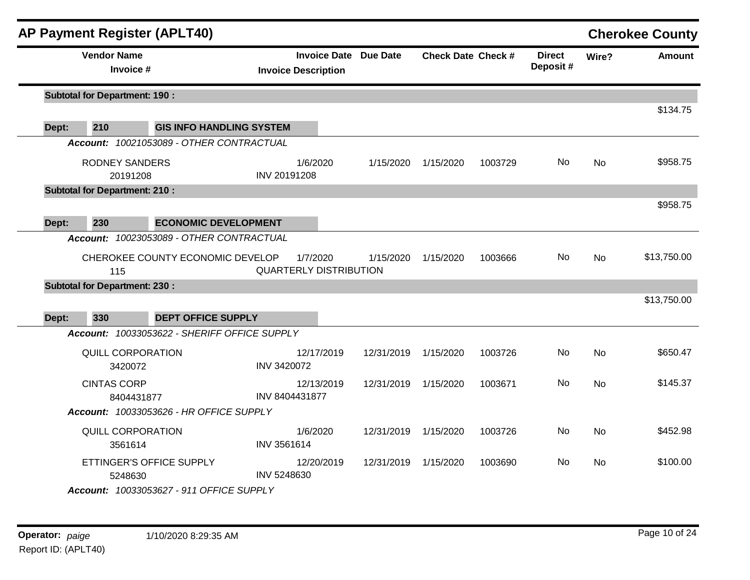## AP Payment Register (APLT40)

**Cherokee County**

| Vendor Name / Invoice # | Invoice Date / Invoice Description | Due Date | Check Date | Check # | Direct Deposit # | Wire? | Amount |
|---|---|---|---|---|---|---|---|
| **Subtotal for Department: 190 :** | | | | | | | $134.75 |
| **Dept: 210 GIS INFO HANDLING SYSTEM** | | | | | | | |
| ***Account:*** *10021053089 - OTHER CONTRACTUAL* | | | | | | | |
| RODNEY SANDERS<br>20191208 | 1/6/2020<br>INV 20191208 | 1/15/2020 | 1/15/2020 | 1003729 | No | No | $958.75 |
| **Subtotal for Department: 210 :** | | | | | | | $958.75 |
| **Dept: 230 ECONOMIC DEVELOPMENT** | | | | | | | |
| ***Account:*** *10023053089 - OTHER CONTRACTUAL* | | | | | | | |
| CHEROKEE COUNTY ECONOMIC DEVELOP<br>115 | 1/7/2020<br>QUARTERLY DISTRIBUTION | 1/15/2020 | 1/15/2020 | 1003666 | No | No | $13,750.00 |
| **Subtotal for Department: 230 :** | | | | | | | $13,750.00 |
| **Dept: 330 DEPT OFFICE SUPPLY** | | | | | | | |
| ***Account:*** *10033053622 - SHERIFF OFFICE SUPPLY* | | | | | | | |
| QUILL CORPORATION<br>3420072 | 12/17/2019<br>INV 3420072 | 12/31/2019 | 1/15/2020 | 1003726 | No | No | $650.47 |
| CINTAS CORP<br>8404431877 | 12/13/2019<br>INV 8404431877 | 12/31/2019 | 1/15/2020 | 1003671 | No | No | $145.37 |
| ***Account:*** *10033053626 - HR OFFICE SUPPLY* | | | | | | | |
| QUILL CORPORATION<br>3561614 | 1/6/2020<br>INV 3561614 | 12/31/2019 | 1/15/2020 | 1003726 | No | No | $452.98 |
| ETTINGER'S OFFICE SUPPLY<br>5248630 | 12/20/2019<br>INV 5248630 | 12/31/2019 | 1/15/2020 | 1003690 | No | No | $100.00 |
| ***Account:*** *10033053627 - 911 OFFICE SUPPLY* | | | | | | | |

**Operator:** *paige* 1/10/2020 8:29:35 AM
Report ID: (APLT40)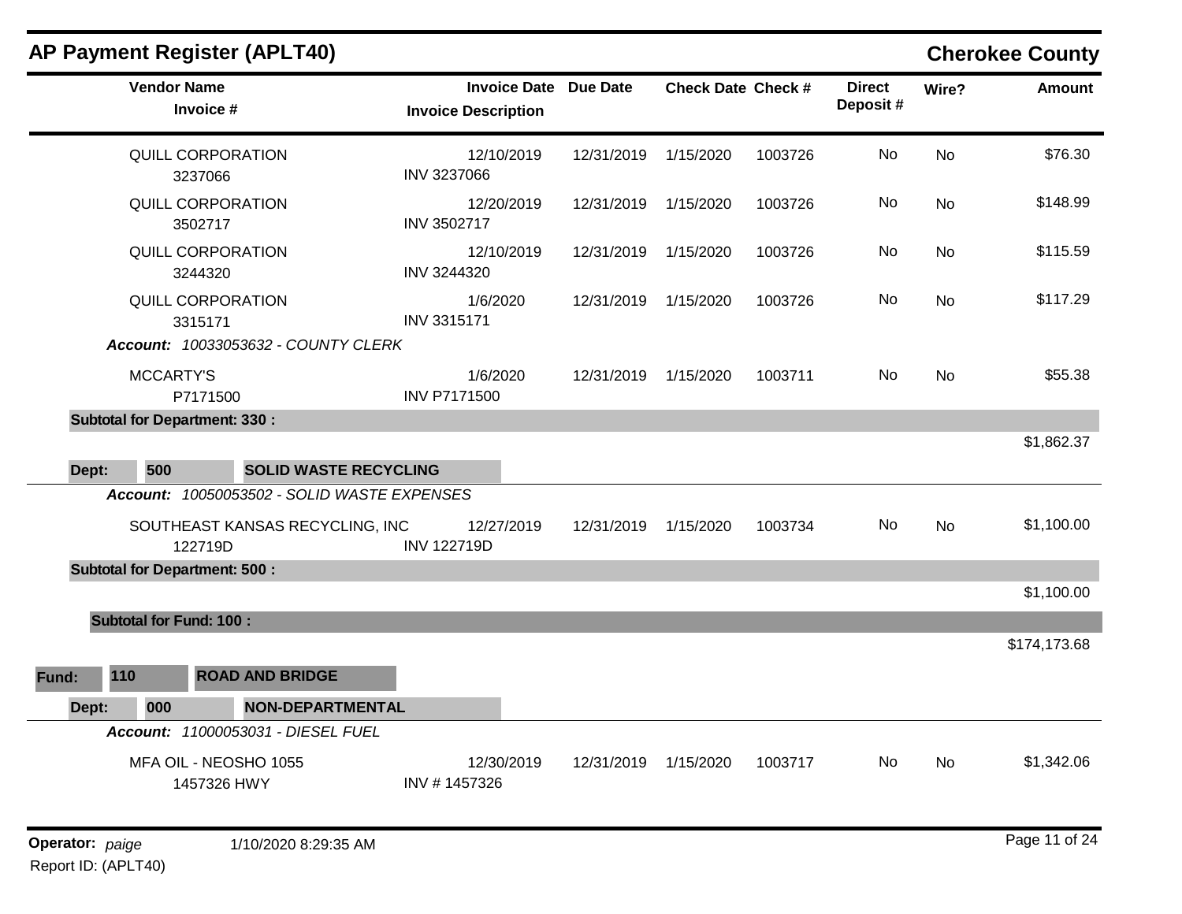# AP Payment Register (APLT40)

## Cherokee County

| Vendor Name / Invoice # | Invoice Date / Invoice Description | Due Date | Check Date | Check # | Direct Deposit # | Wire? | Amount |
|---|---|---|---|---|---|---|---|
| QUILL CORPORATION<br>3237066 | 12/10/2019<br>INV 3237066 | 12/31/2019 | 1/15/2020 | 1003726 | No | No | $76.30 |
| QUILL CORPORATION<br>3502717 | 12/20/2019<br>INV 3502717 | 12/31/2019 | 1/15/2020 | 1003726 | No | No | $148.99 |
| QUILL CORPORATION<br>3244320 | 12/10/2019<br>INV 3244320 | 12/31/2019 | 1/15/2020 | 1003726 | No | No | $115.59 |
| QUILL CORPORATION<br>3315171 | 1/6/2020<br>INV 3315171 | 12/31/2019 | 1/15/2020 | 1003726 | No | No | $117.29 |
| ***Account:*** *10033053632 - COUNTY CLERK* | | | | | | | |
| MCCARTY'S<br>P7171500 | 1/6/2020<br>INV P7171500 | 12/31/2019 | 1/15/2020 | 1003711 | No | No | $55.38 |
| **Subtotal for Department: 330 :** | | | | | | | $1,862.37 |
| **Dept: 500 SOLID WASTE RECYCLING** | | | | | | | |
| ***Account:*** *10050053502 - SOLID WASTE EXPENSES* | | | | | | | |
| SOUTHEAST KANSAS RECYCLING, INC<br>122719D | 12/27/2019<br>INV 122719D | 12/31/2019 | 1/15/2020 | 1003734 | No | No | $1,100.00 |
| **Subtotal for Department: 500 :** | | | | | | | $1,100.00 |
| **Subtotal for Fund: 100 :** | | | | | | | $174,173.68 |
| **Fund: 110 ROAD AND BRIDGE** | | | | | | | |
| **Dept: 000 NON-DEPARTMENTAL** | | | | | | | |
| ***Account:*** *11000053031 - DIESEL FUEL* | | | | | | | |
| MFA OIL - NEOSHO 1055<br>1457326 HWY | 12/30/2019<br>INV # 1457326 | 12/31/2019 | 1/15/2020 | 1003717 | No | No | $1,342.06 |

**Operator:** *paige* 1/10/2020 8:29:35 AM
Report ID: (APLT40)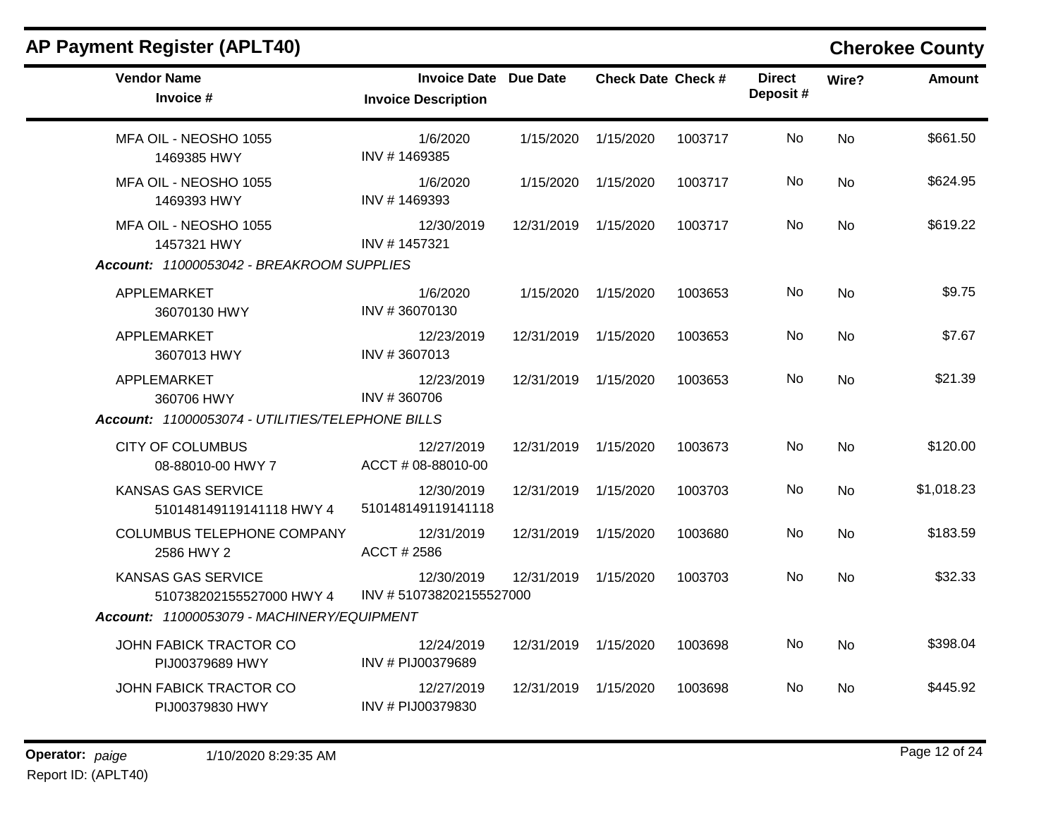## AP Payment Register (APLT40)

**Cherokee County**

| Vendor Name / Invoice # | Invoice Date / Invoice Description | Due Date | Check Date | Check # | Direct Deposit # | Wire? | Amount |
|---|---|---|---|---|---|---|---|
| MFA OIL - NEOSHO 1055<br>1469385 HWY | 1/6/2020<br>INV # 1469385 | 1/15/2020 | 1/15/2020 | 1003717 | No | No | $661.50 |
| MFA OIL - NEOSHO 1055<br>1469393 HWY | 1/6/2020<br>INV # 1469393 | 1/15/2020 | 1/15/2020 | 1003717 | No | No | $624.95 |
| MFA OIL - NEOSHO 1055<br>1457321 HWY | 12/30/2019<br>INV # 1457321 | 12/31/2019 | 1/15/2020 | 1003717 | No | No | $619.22 |
| ***Account:** 11000053042 - BREAKROOM SUPPLIES* | | | | | | | |
| APPLEMARKET<br>36070130 HWY | 1/6/2020<br>INV # 36070130 | 1/15/2020 | 1/15/2020 | 1003653 | No | No | $9.75 |
| APPLEMARKET<br>3607013 HWY | 12/23/2019<br>INV # 3607013 | 12/31/2019 | 1/15/2020 | 1003653 | No | No | $7.67 |
| APPLEMARKET<br>360706 HWY | 12/23/2019<br>INV # 360706 | 12/31/2019 | 1/15/2020 | 1003653 | No | No | $21.39 |
| ***Account:** 11000053074 - UTILITIES/TELEPHONE BILLS* | | | | | | | |
| CITY OF COLUMBUS<br>08-88010-00 HWY 7 | 12/27/2019<br>ACCT # 08-88010-00 | 12/31/2019 | 1/15/2020 | 1003673 | No | No | $120.00 |
| KANSAS GAS SERVICE<br>510148149119141118 HWY 4 | 12/30/2019<br>510148149119141118 | 12/31/2019 | 1/15/2020 | 1003703 | No | No | $1,018.23 |
| COLUMBUS TELEPHONE COMPANY<br>2586 HWY 2 | 12/31/2019<br>ACCT # 2586 | 12/31/2019 | 1/15/2020 | 1003680 | No | No | $183.59 |
| KANSAS GAS SERVICE<br>510738202155527000 HWY 4 | 12/30/2019<br>INV # 510738202155527000 | 12/31/2019 | 1/15/2020 | 1003703 | No | No | $32.33 |
| ***Account:** 11000053079 - MACHINERY/EQUIPMENT* | | | | | | | |
| JOHN FABICK TRACTOR CO<br>PIJ00379689 HWY | 12/24/2019<br>INV # PIJ00379689 | 12/31/2019 | 1/15/2020 | 1003698 | No | No | $398.04 |
| JOHN FABICK TRACTOR CO<br>PIJ00379830 HWY | 12/27/2019<br>INV # PIJ00379830 | 12/31/2019 | 1/15/2020 | 1003698 | No | No | $445.92 |

**Operator:** *paige* 1/10/2020 8:29:35 AM
Report ID: (APLT40)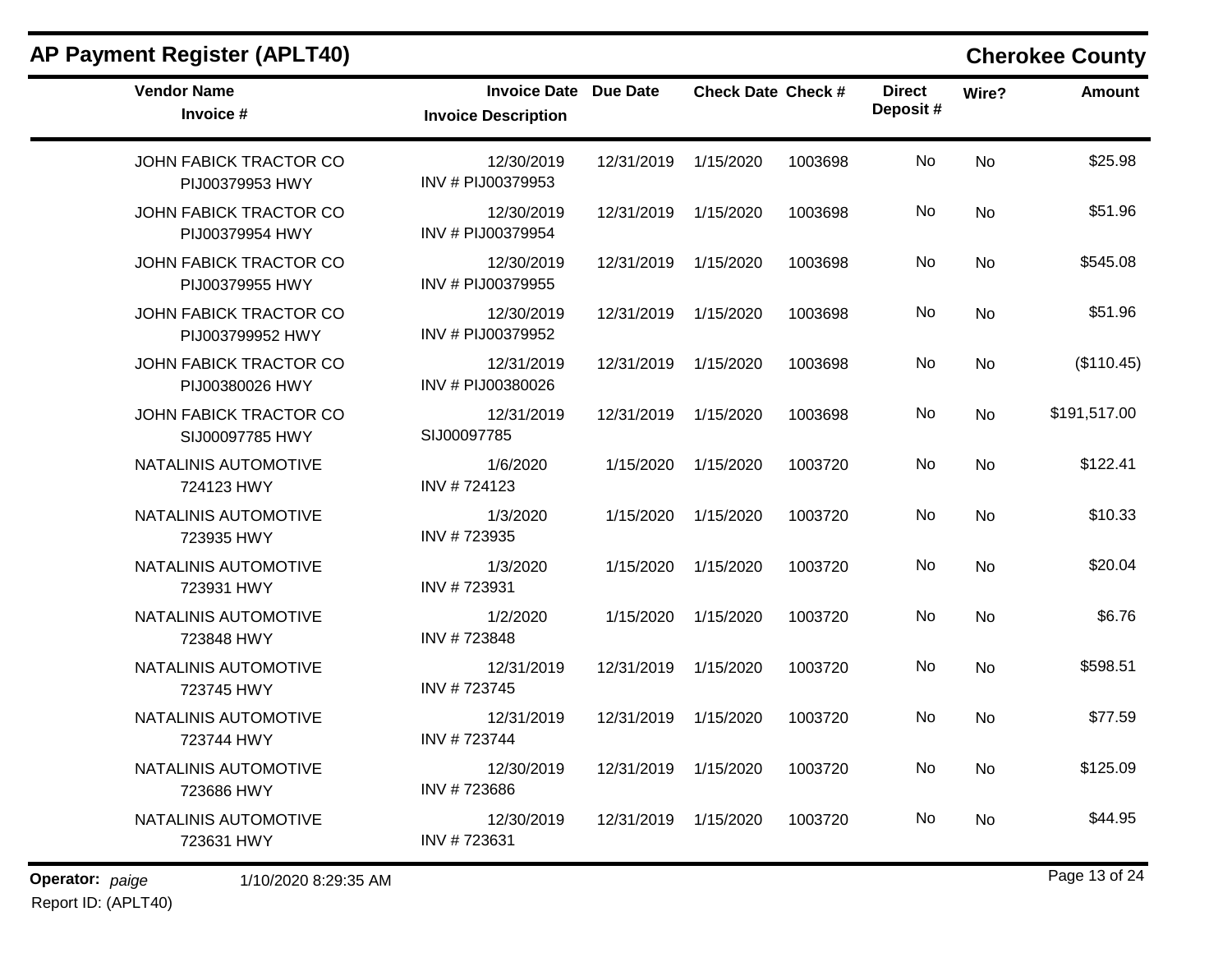## AP Payment Register (APLT40)

**Cherokee County**

| Vendor Name / Invoice # | Invoice Date / Invoice Description | Due Date | Check Date | Check # | Direct Deposit # | Wire? | Amount |
|---|---|---|---|---|---|---|---|
| JOHN FABICK TRACTOR CO<br>PIJ00379953 HWY | 12/30/2019<br>INV # PIJ00379953 | 12/31/2019 | 1/15/2020 | 1003698 | No | No | $25.98 |
| JOHN FABICK TRACTOR CO<br>PIJ00379954 HWY | 12/30/2019<br>INV # PIJ00379954 | 12/31/2019 | 1/15/2020 | 1003698 | No | No | $51.96 |
| JOHN FABICK TRACTOR CO<br>PIJ00379955 HWY | 12/30/2019<br>INV # PIJ00379955 | 12/31/2019 | 1/15/2020 | 1003698 | No | No | $545.08 |
| JOHN FABICK TRACTOR CO<br>PIJ003799952 HWY | 12/30/2019<br>INV # PIJ00379952 | 12/31/2019 | 1/15/2020 | 1003698 | No | No | $51.96 |
| JOHN FABICK TRACTOR CO<br>PIJ00380026 HWY | 12/31/2019<br>INV # PIJ00380026 | 12/31/2019 | 1/15/2020 | 1003698 | No | No | ($110.45) |
| JOHN FABICK TRACTOR CO<br>SIJ00097785 HWY | 12/31/2019<br>SIJ00097785 | 12/31/2019 | 1/15/2020 | 1003698 | No | No | $191,517.00 |
| NATALINIS AUTOMOTIVE<br>724123 HWY | 1/6/2020<br>INV # 724123 | 1/15/2020 | 1/15/2020 | 1003720 | No | No | $122.41 |
| NATALINIS AUTOMOTIVE<br>723935 HWY | 1/3/2020<br>INV # 723935 | 1/15/2020 | 1/15/2020 | 1003720 | No | No | $10.33 |
| NATALINIS AUTOMOTIVE<br>723931 HWY | 1/3/2020<br>INV # 723931 | 1/15/2020 | 1/15/2020 | 1003720 | No | No | $20.04 |
| NATALINIS AUTOMOTIVE<br>723848 HWY | 1/2/2020<br>INV # 723848 | 1/15/2020 | 1/15/2020 | 1003720 | No | No | $6.76 |
| NATALINIS AUTOMOTIVE<br>723745 HWY | 12/31/2019<br>INV # 723745 | 12/31/2019 | 1/15/2020 | 1003720 | No | No | $598.51 |
| NATALINIS AUTOMOTIVE<br>723744 HWY | 12/31/2019<br>INV # 723744 | 12/31/2019 | 1/15/2020 | 1003720 | No | No | $77.59 |
| NATALINIS AUTOMOTIVE<br>723686 HWY | 12/30/2019<br>INV # 723686 | 12/31/2019 | 1/15/2020 | 1003720 | No | No | $125.09 |
| NATALINIS AUTOMOTIVE<br>723631 HWY | 12/30/2019<br>INV # 723631 | 12/31/2019 | 1/15/2020 | 1003720 | No | No | $44.95 |

**Operator:** *paige* 1/10/2020 8:29:35 AM

Report ID: (APLT40)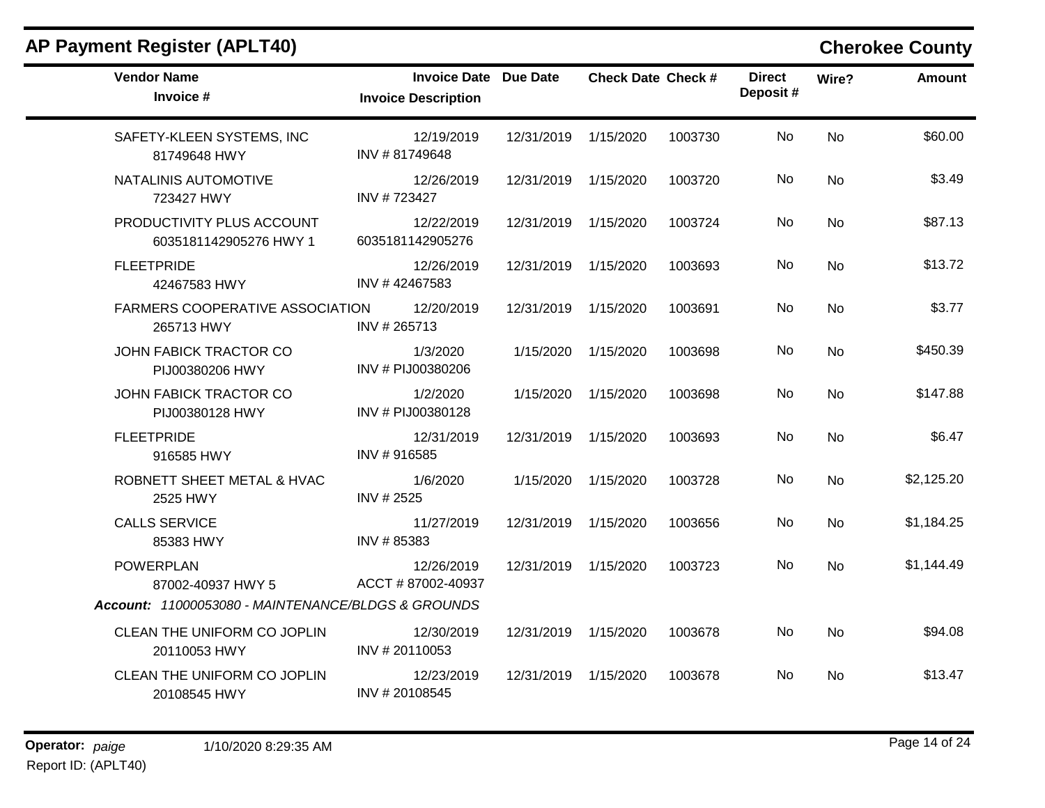# AP Payment Register (APLT40)

## Cherokee County

| Vendor Name / Invoice # | Invoice Date / Invoice Description | Due Date | Check Date | Check # | Direct Deposit # | Wire? | Amount |
|---|---|---|---|---|---|---|---|
| SAFETY-KLEEN SYSTEMS, INC<br>81749648 HWY | 12/19/2019<br>INV # 81749648 | 12/31/2019 | 1/15/2020 | 1003730 | No | No | $60.00 |
| NATALINIS AUTOMOTIVE<br>723427 HWY | 12/26/2019<br>INV # 723427 | 12/31/2019 | 1/15/2020 | 1003720 | No | No | $3.49 |
| PRODUCTIVITY PLUS ACCOUNT<br>6035181142905276 HWY 1 | 12/22/2019<br>6035181142905276 | 12/31/2019 | 1/15/2020 | 1003724 | No | No | $87.13 |
| FLEETPRIDE<br>42467583 HWY | 12/26/2019<br>INV # 42467583 | 12/31/2019 | 1/15/2020 | 1003693 | No | No | $13.72 |
| FARMERS COOPERATIVE ASSOCIATION<br>265713 HWY | 12/20/2019<br>INV # 265713 | 12/31/2019 | 1/15/2020 | 1003691 | No | No | $3.77 |
| JOHN FABICK TRACTOR CO<br>PIJ00380206 HWY | 1/3/2020<br>INV # PIJ00380206 | 1/15/2020 | 1/15/2020 | 1003698 | No | No | $450.39 |
| JOHN FABICK TRACTOR CO<br>PIJ00380128 HWY | 1/2/2020<br>INV # PIJ00380128 | 1/15/2020 | 1/15/2020 | 1003698 | No | No | $147.88 |
| FLEETPRIDE<br>916585 HWY | 12/31/2019<br>INV # 916585 | 12/31/2019 | 1/15/2020 | 1003693 | No | No | $6.47 |
| ROBNETT SHEET METAL & HVAC<br>2525 HWY | 1/6/2020<br>INV # 2525 | 1/15/2020 | 1/15/2020 | 1003728 | No | No | $2,125.20 |
| CALLS SERVICE<br>85383 HWY | 11/27/2019<br>INV # 85383 | 12/31/2019 | 1/15/2020 | 1003656 | No | No | $1,184.25 |
| POWERPLAN<br>87002-40937 HWY 5 | 12/26/2019<br>ACCT # 87002-40937 | 12/31/2019 | 1/15/2020 | 1003723 | No | No | $1,144.49 |

***Account:** 11000053080 - MAINTENANCE/BLDGS & GROUNDS*

| Vendor Name / Invoice # | Invoice Date / Invoice Description | Due Date | Check Date | Check # | Direct Deposit # | Wire? | Amount |
|---|---|---|---|---|---|---|---|
| CLEAN THE UNIFORM CO JOPLIN<br>20110053 HWY | 12/30/2019<br>INV # 20110053 | 12/31/2019 | 1/15/2020 | 1003678 | No | No | $94.08 |
| CLEAN THE UNIFORM CO JOPLIN<br>20108545 HWY | 12/23/2019<br>INV # 20108545 | 12/31/2019 | 1/15/2020 | 1003678 | No | No | $13.47 |

**Operator:** *paige* 1/10/2020 8:29:35 AM
Report ID: (APLT40)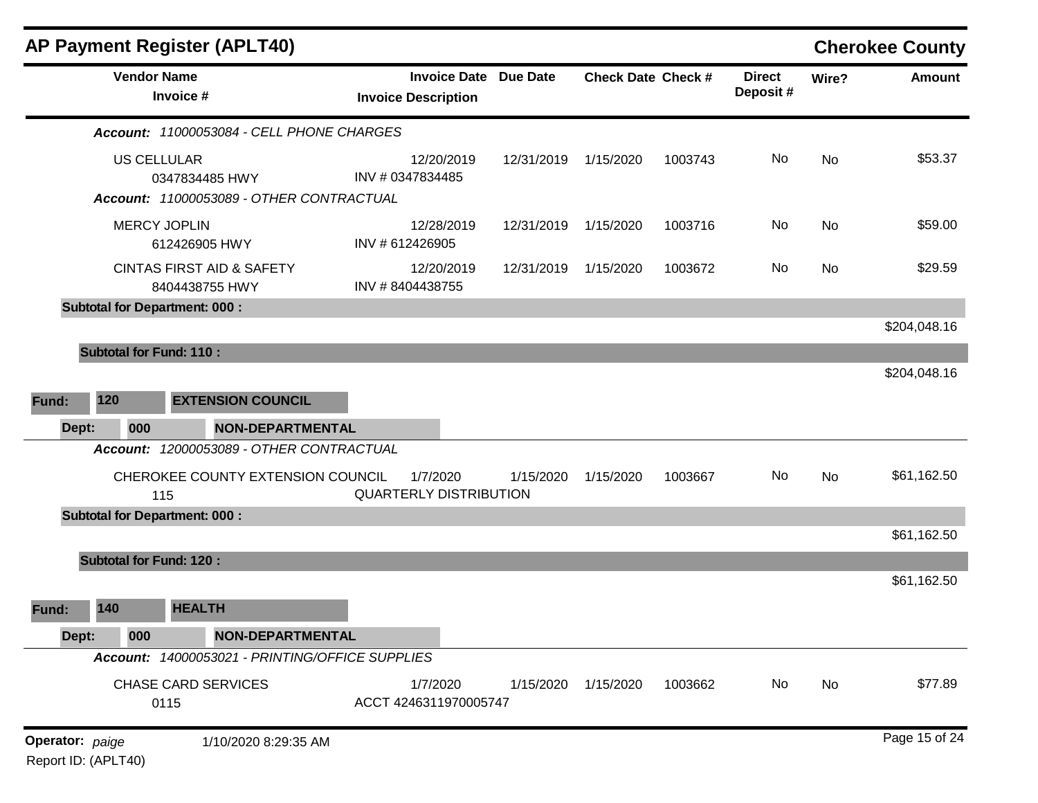## AP Payment Register (APLT40)

**Cherokee County**

| Vendor Name / Invoice # | Invoice Date / Invoice Description | Due Date | Check Date | Check # | Direct Deposit # | Wire? | Amount |
|---|---|---|---|---|---|---|---|
| ***Account:** 11000053084 - CELL PHONE CHARGES* | | | | | | | |
| US CELLULAR<br>0347834485 HWY | 12/20/2019<br>INV # 0347834485 | 12/31/2019 | 1/15/2020 | 1003743 | No | No | $53.37 |
| ***Account:** 11000053089 - OTHER CONTRACTUAL* | | | | | | | |
| MERCY JOPLIN<br>612426905 HWY | 12/28/2019<br>INV # 612426905 | 12/31/2019 | 1/15/2020 | 1003716 | No | No | $59.00 |
| CINTAS FIRST AID & SAFETY<br>8404438755 HWY | 12/20/2019<br>INV # 8404438755 | 12/31/2019 | 1/15/2020 | 1003672 | No | No | $29.59 |
| **Subtotal for Department: 000 :** | | | | | | | $204,048.16 |
| **Subtotal for Fund: 110 :** | | | | | | | $204,048.16 |
| **Fund: 120 EXTENSION COUNCIL** | | | | | | | |
| **Dept: 000 NON-DEPARTMENTAL** | | | | | | | |
| ***Account:** 12000053089 - OTHER CONTRACTUAL* | | | | | | | |
| CHEROKEE COUNTY EXTENSION COUNCIL<br>115 | 1/7/2020<br>QUARTERLY DISTRIBUTION | 1/15/2020 | 1/15/2020 | 1003667 | No | No | $61,162.50 |
| **Subtotal for Department: 000 :** | | | | | | | $61,162.50 |
| **Subtotal for Fund: 120 :** | | | | | | | $61,162.50 |
| **Fund: 140 HEALTH** | | | | | | | |
| **Dept: 000 NON-DEPARTMENTAL** | | | | | | | |
| ***Account:** 14000053021 - PRINTING/OFFICE SUPPLIES* | | | | | | | |
| CHASE CARD SERVICES<br>0115 | 1/7/2020<br>ACCT 4246311970005747 | 1/15/2020 | 1/15/2020 | 1003662 | No | No | $77.89 |

**Operator:** *paige* 1/10/2020 8:29:35 AM

Report ID: (APLT40)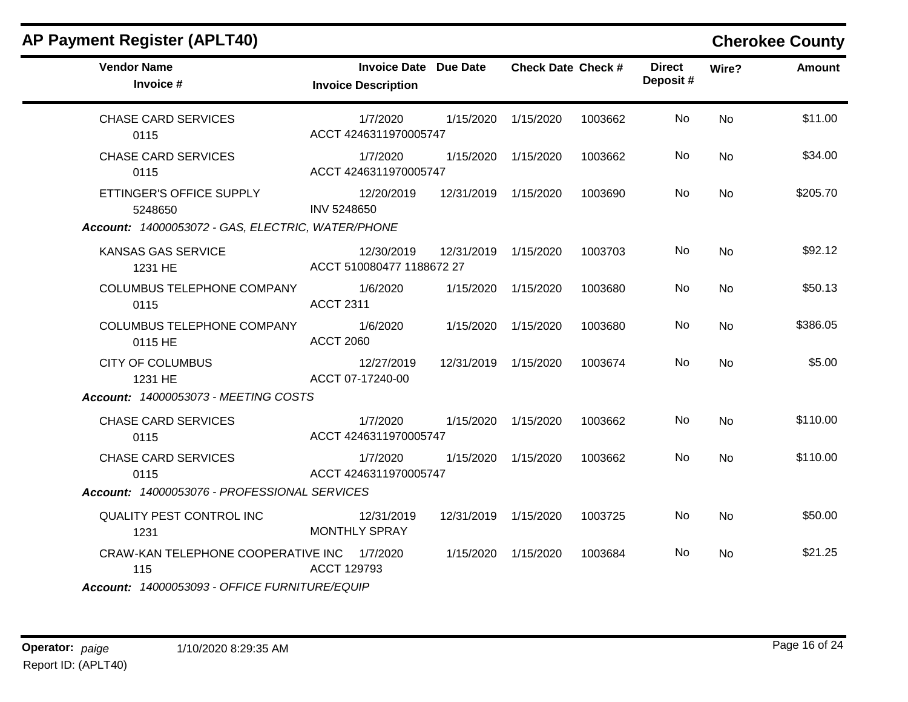## AP Payment Register (APLT40)

**Cherokee County**

| Vendor Name / Invoice # | Invoice Date / Invoice Description | Due Date | Check Date | Check # | Direct Deposit # | Wire? | Amount |
|---|---|---|---|---|---|---|---|
| CHASE CARD SERVICES<br>0115 | 1/7/2020<br>ACCT 4246311970005747 | 1/15/2020 | 1/15/2020 | 1003662 | No | No | $11.00 |
| CHASE CARD SERVICES<br>0115 | 1/7/2020<br>ACCT 4246311970005747 | 1/15/2020 | 1/15/2020 | 1003662 | No | No | $34.00 |
| ETTINGER'S OFFICE SUPPLY<br>5248650 | 12/20/2019<br>INV 5248650 | 12/31/2019 | 1/15/2020 | 1003690 | No | No | $205.70 |
| ***Account:* 14000053072 - GAS, ELECTRIC, WATER/PHONE** | | | | | | | |
| KANSAS GAS SERVICE<br>1231 HE | 12/30/2019<br>ACCT 510080477 1188672 27 | 12/31/2019 | 1/15/2020 | 1003703 | No | No | $92.12 |
| COLUMBUS TELEPHONE COMPANY<br>0115 | 1/6/2020<br>ACCT 2311 | 1/15/2020 | 1/15/2020 | 1003680 | No | No | $50.13 |
| COLUMBUS TELEPHONE COMPANY<br>0115 HE | 1/6/2020<br>ACCT 2060 | 1/15/2020 | 1/15/2020 | 1003680 | No | No | $386.05 |
| CITY OF COLUMBUS<br>1231 HE | 12/27/2019<br>ACCT 07-17240-00 | 12/31/2019 | 1/15/2020 | 1003674 | No | No | $5.00 |
| ***Account:* 14000053073 - MEETING COSTS** | | | | | | | |
| CHASE CARD SERVICES<br>0115 | 1/7/2020<br>ACCT 4246311970005747 | 1/15/2020 | 1/15/2020 | 1003662 | No | No | $110.00 |
| CHASE CARD SERVICES<br>0115 | 1/7/2020<br>ACCT 4246311970005747 | 1/15/2020 | 1/15/2020 | 1003662 | No | No | $110.00 |
| ***Account:* 14000053076 - PROFESSIONAL SERVICES** | | | | | | | |
| QUALITY PEST CONTROL INC<br>1231 | 12/31/2019<br>MONTHLY SPRAY | 12/31/2019 | 1/15/2020 | 1003725 | No | No | $50.00 |
| CRAW-KAN TELEPHONE COOPERATIVE INC<br>115 | 1/7/2020<br>ACCT 129793 | 1/15/2020 | 1/15/2020 | 1003684 | No | No | $21.25 |
| ***Account:* 14000053093 - OFFICE FURNITURE/EQUIP** | | | | | | | |

**Operator:** *paige* 1/10/2020 8:29:35 AM

Report ID: (APLT40)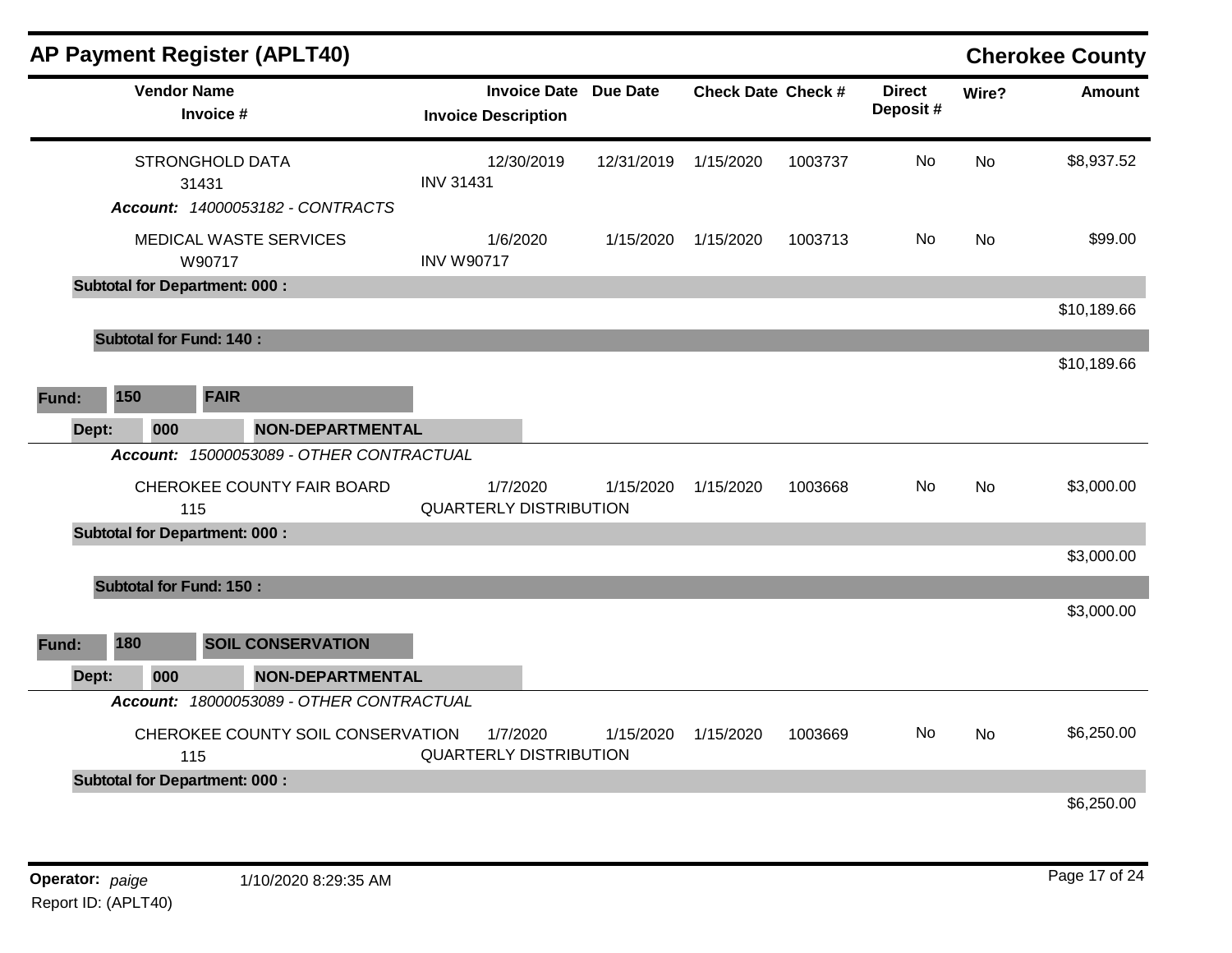# AP Payment Register (APLT40)

## Cherokee County

| Vendor Name / Invoice # | Invoice Date / Invoice Description | Due Date | Check Date | Check # | Direct Deposit # | Wire? | Amount |
|---|---|---|---|---|---|---|---|
| STRONGHOLD DATA<br>31431 | 12/30/2019<br>INV 31431 | 12/31/2019 | 1/15/2020 | 1003737 | No | No | $8,937.52 |
| ***Account:* 14000053182 - CONTRACTS** | | | | | | | |
| MEDICAL WASTE SERVICES<br>W90717 | 1/6/2020<br>INV W90717 | 1/15/2020 | 1/15/2020 | 1003713 | No | No | $99.00 |
| **Subtotal for Department: 000 :** | | | | | | | $10,189.66 |
| **Subtotal for Fund: 140 :** | | | | | | | $10,189.66 |

**Fund: 150 FAIR**

**Dept: 000 NON-DEPARTMENTAL**

***Account:* 15000053089 - OTHER CONTRACTUAL**

| Vendor Name / Invoice # | Invoice Date / Invoice Description | Due Date | Check Date | Check # | Direct Deposit # | Wire? | Amount |
|---|---|---|---|---|---|---|---|
| CHEROKEE COUNTY FAIR BOARD<br>115 | 1/7/2020<br>QUARTERLY DISTRIBUTION | 1/15/2020 | 1/15/2020 | 1003668 | No | No | $3,000.00 |
| **Subtotal for Department: 000 :** | | | | | | | $3,000.00 |
| **Subtotal for Fund: 150 :** | | | | | | | $3,000.00 |

**Fund: 180 SOIL CONSERVATION**

**Dept: 000 NON-DEPARTMENTAL**

***Account:* 18000053089 - OTHER CONTRACTUAL**

| Vendor Name / Invoice # | Invoice Date / Invoice Description | Due Date | Check Date | Check # | Direct Deposit # | Wire? | Amount |
|---|---|---|---|---|---|---|---|
| CHEROKEE COUNTY SOIL CONSERVATION<br>115 | 1/7/2020<br>QUARTERLY DISTRIBUTION | 1/15/2020 | 1/15/2020 | 1003669 | No | No | $6,250.00 |
| **Subtotal for Department: 000 :** | | | | | | | $6,250.00 |

**Operator:** *paige* 1/10/2020 8:29:35 AM

Report ID: (APLT40)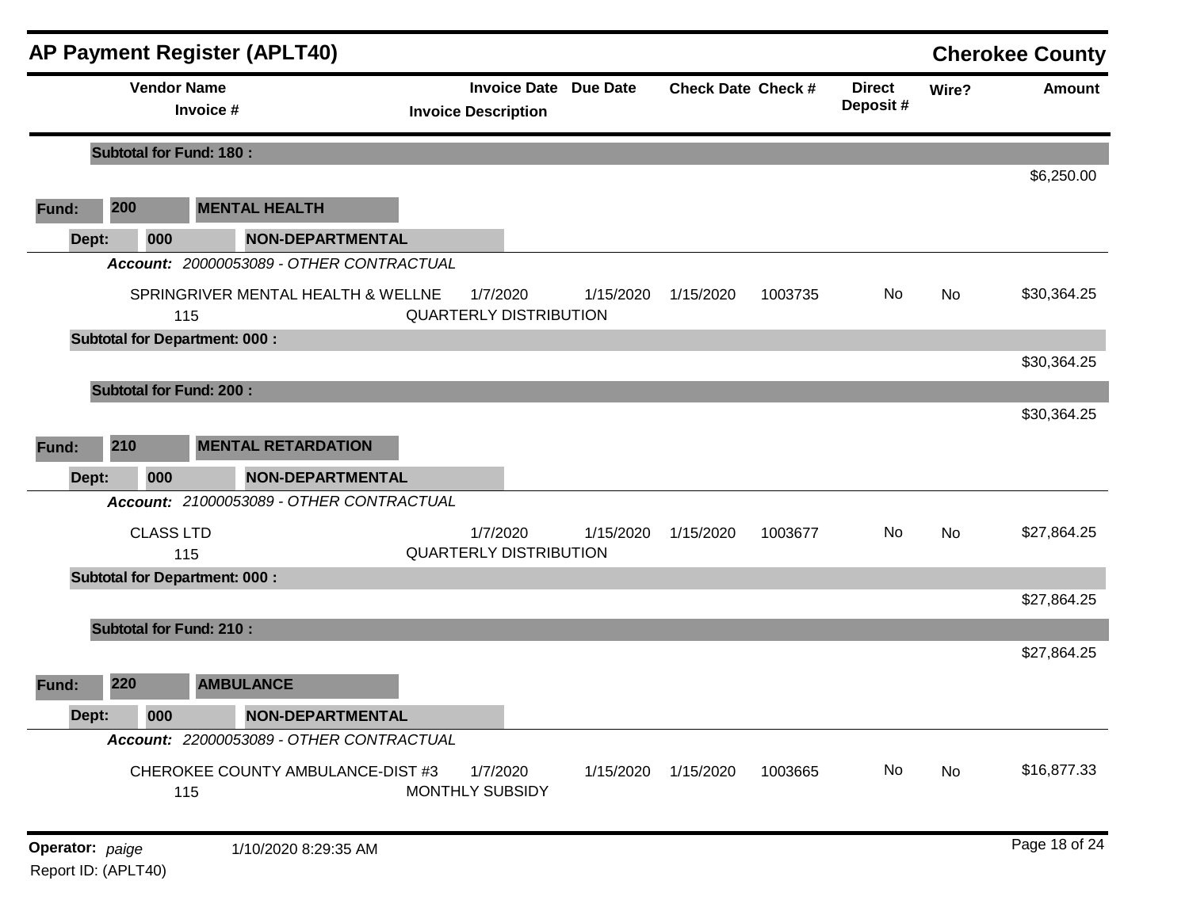## AP Payment Register (APLT40)

**Cherokee County**

| Vendor Name / Invoice # | Invoice Date / Invoice Description | Due Date | Check Date | Check # | Direct Deposit # | Wire? | Amount |
|---|---|---|---|---|---|---|---|
| **Subtotal for Fund: 180 :** | | | | | | | $6,250.00 |
| **Fund: 200 MENTAL HEALTH** | | | | | | | |
| **Dept: 000 NON-DEPARTMENTAL** | | | | | | | |
| ***Account:*** *20000053089 - OTHER CONTRACTUAL* | | | | | | | |
| SPRINGRIVER MENTAL HEALTH & WELLNE<br>115 | 1/7/2020<br>QUARTERLY DISTRIBUTION | 1/15/2020 | 1/15/2020 | 1003735 | No | No | $30,364.25 |
| **Subtotal for Department: 000 :** | | | | | | | $30,364.25 |
| **Subtotal for Fund: 200 :** | | | | | | | $30,364.25 |
| **Fund: 210 MENTAL RETARDATION** | | | | | | | |
| **Dept: 000 NON-DEPARTMENTAL** | | | | | | | |
| ***Account:*** *21000053089 - OTHER CONTRACTUAL* | | | | | | | |
| CLASS LTD<br>115 | 1/7/2020<br>QUARTERLY DISTRIBUTION | 1/15/2020 | 1/15/2020 | 1003677 | No | No | $27,864.25 |
| **Subtotal for Department: 000 :** | | | | | | | $27,864.25 |
| **Subtotal for Fund: 210 :** | | | | | | | $27,864.25 |
| **Fund: 220 AMBULANCE** | | | | | | | |
| **Dept: 000 NON-DEPARTMENTAL** | | | | | | | |
| ***Account:*** *22000053089 - OTHER CONTRACTUAL* | | | | | | | |
| CHEROKEE COUNTY AMBULANCE-DIST #3<br>115 | 1/7/2020<br>MONTHLY SUBSIDY | 1/15/2020 | 1/15/2020 | 1003665 | No | No | $16,877.33 |

**Operator:** *paige* 1/10/2020 8:29:35 AM
Report ID: (APLT40)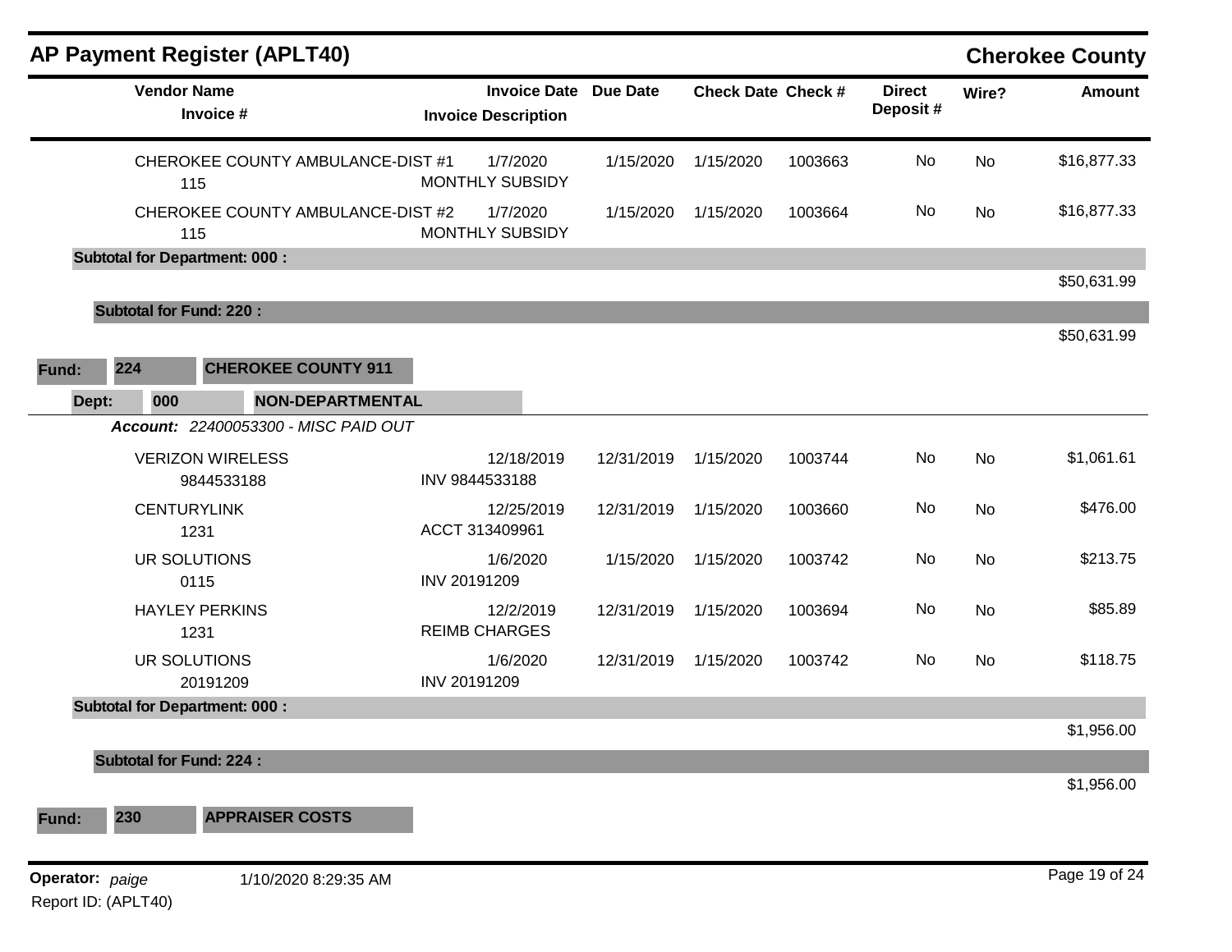# AP Payment Register (APLT40)

**Cherokee County**

| Vendor Name / Invoice # | Invoice Date / Invoice Description | Due Date | Check Date | Check # | Direct Deposit # | Wire? | Amount |
|---|---|---|---|---|---|---|---|
| CHEROKEE COUNTY AMBULANCE-DIST #1<br>115 | 1/7/2020<br>MONTHLY SUBSIDY | 1/15/2020 | 1/15/2020 | 1003663 | No | No | $16,877.33 |
| CHEROKEE COUNTY AMBULANCE-DIST #2<br>115 | 1/7/2020<br>MONTHLY SUBSIDY | 1/15/2020 | 1/15/2020 | 1003664 | No | No | $16,877.33 |
| **Subtotal for Department: 000 :** | | | | | | | $50,631.99 |
| **Subtotal for Fund: 220 :** | | | | | | | $50,631.99 |

**Fund: 224 CHEROKEE COUNTY 911**

**Dept: 000 NON-DEPARTMENTAL**

***Account:*** *22400053300 - MISC PAID OUT*

| Vendor Name / Invoice # | Invoice Date / Invoice Description | Due Date | Check Date | Check # | Direct Deposit # | Wire? | Amount |
|---|---|---|---|---|---|---|---|
| VERIZON WIRELESS<br>9844533188 | 12/18/2019<br>INV 9844533188 | 12/31/2019 | 1/15/2020 | 1003744 | No | No | $1,061.61 |
| CENTURYLINK<br>1231 | 12/25/2019<br>ACCT 313409961 | 12/31/2019 | 1/15/2020 | 1003660 | No | No | $476.00 |
| UR SOLUTIONS<br>0115 | 1/6/2020<br>INV 20191209 | 1/15/2020 | 1/15/2020 | 1003742 | No | No | $213.75 |
| HAYLEY PERKINS<br>1231 | 12/2/2019<br>REIMB CHARGES | 12/31/2019 | 1/15/2020 | 1003694 | No | No | $85.89 |
| UR SOLUTIONS<br>20191209 | 1/6/2020<br>INV 20191209 | 12/31/2019 | 1/15/2020 | 1003742 | No | No | $118.75 |
| **Subtotal for Department: 000 :** | | | | | | | $1,956.00 |
| **Subtotal for Fund: 224 :** | | | | | | | $1,956.00 |

**Fund: 230 APPRAISER COSTS**

**Operator:** *paige* 1/10/2020 8:29:35 AM

Report ID: (APLT40)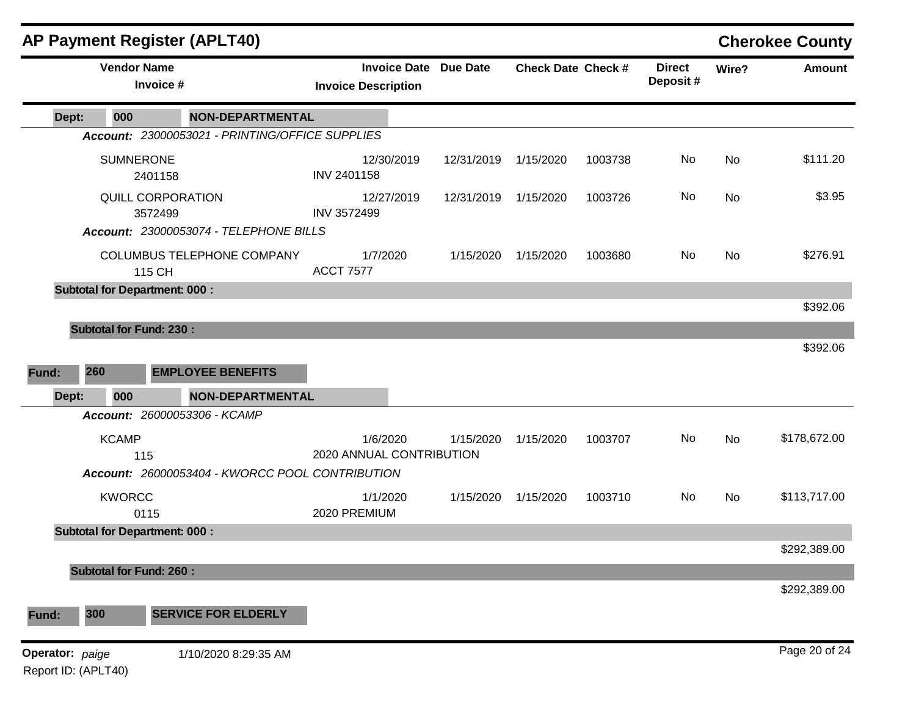## AP Payment Register (APLT40)

**Cherokee County**

| Vendor Name / Invoice # | Invoice Date / Invoice Description | Due Date | Check Date | Check # | Direct Deposit # | Wire? | Amount |
|---|---|---|---|---|---|---|---|
| **Dept: 000 NON-DEPARTMENTAL** | | | | | | | |
| ***Account: 23000053021 - PRINTING/OFFICE SUPPLIES*** | | | | | | | |
| SUMNERONE<br>2401158 | 12/30/2019<br>INV 2401158 | 12/31/2019 | 1/15/2020 | 1003738 | No | No | $111.20 |
| QUILL CORPORATION<br>3572499 | 12/27/2019<br>INV 3572499 | 12/31/2019 | 1/15/2020 | 1003726 | No | No | $3.95 |
| ***Account: 23000053074 - TELEPHONE BILLS*** | | | | | | | |
| COLUMBUS TELEPHONE COMPANY<br>115 CH | 1/7/2020<br>ACCT 7577 | 1/15/2020 | 1/15/2020 | 1003680 | No | No | $276.91 |
| **Subtotal for Department: 000 :** | | | | | | | $392.06 |
| **Subtotal for Fund: 230 :** | | | | | | | $392.06 |
| **Fund: 260 EMPLOYEE BENEFITS** | | | | | | | |
| **Dept: 000 NON-DEPARTMENTAL** | | | | | | | |
| ***Account: 26000053306 - KCAMP*** | | | | | | | |
| KCAMP<br>115 | 1/6/2020<br>2020 ANNUAL CONTRIBUTION | 1/15/2020 | 1/15/2020 | 1003707 | No | No | $178,672.00 |
| ***Account: 26000053404 - KWORCC POOL CONTRIBUTION*** | | | | | | | |
| KWORCC<br>0115 | 1/1/2020<br>2020 PREMIUM | 1/15/2020 | 1/15/2020 | 1003710 | No | No | $113,717.00 |
| **Subtotal for Department: 000 :** | | | | | | | $292,389.00 |
| **Subtotal for Fund: 260 :** | | | | | | | $292,389.00 |
| **Fund: 300 SERVICE FOR ELDERLY** | | | | | | | |

**Operator:** *paige* 1/10/2020 8:29:35 AM

Report ID: (APLT40)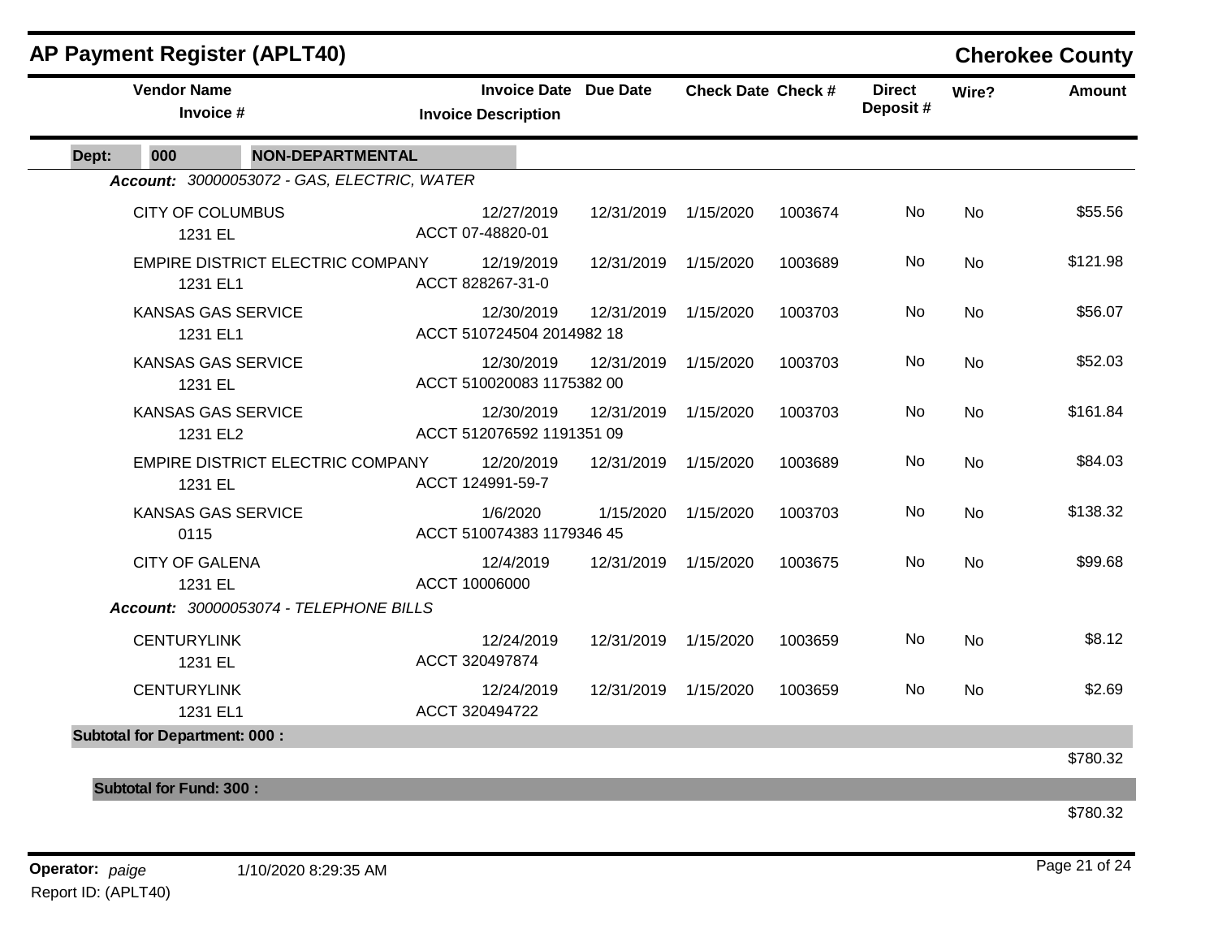# AP Payment Register (APLT40)

## Cherokee County

| Vendor Name / Invoice # | Invoice Date / Invoice Description | Due Date | Check Date | Check # | Direct Deposit # | Wire? | Amount |
|---|---|---|---|---|---|---|---|
| **Dept: 000 NON-DEPARTMENTAL** | | | | | | | |
| ***Account:* *30000053072 - GAS, ELECTRIC, WATER*** | | | | | | | |
| CITY OF COLUMBUS<br>1231 EL | 12/27/2019<br>ACCT 07-48820-01 | 12/31/2019 | 1/15/2020 | 1003674 | No | No | $55.56 |
| EMPIRE DISTRICT ELECTRIC COMPANY<br>1231 EL1 | 12/19/2019<br>ACCT 828267-31-0 | 12/31/2019 | 1/15/2020 | 1003689 | No | No | $121.98 |
| KANSAS GAS SERVICE<br>1231 EL1 | 12/30/2019<br>ACCT 510724504 2014982 18 | 12/31/2019 | 1/15/2020 | 1003703 | No | No | $56.07 |
| KANSAS GAS SERVICE<br>1231 EL | 12/30/2019<br>ACCT 510020083 1175382 00 | 12/31/2019 | 1/15/2020 | 1003703 | No | No | $52.03 |
| KANSAS GAS SERVICE<br>1231 EL2 | 12/30/2019<br>ACCT 512076592 1191351 09 | 12/31/2019 | 1/15/2020 | 1003703 | No | No | $161.84 |
| EMPIRE DISTRICT ELECTRIC COMPANY<br>1231 EL | 12/20/2019<br>ACCT 124991-59-7 | 12/31/2019 | 1/15/2020 | 1003689 | No | No | $84.03 |
| KANSAS GAS SERVICE<br>0115 | 1/6/2020<br>ACCT 510074383 1179346 45 | 1/15/2020 | 1/15/2020 | 1003703 | No | No | $138.32 |
| CITY OF GALENA<br>1231 EL | 12/4/2019<br>ACCT 10006000 | 12/31/2019 | 1/15/2020 | 1003675 | No | No | $99.68 |
| ***Account:* *30000053074 - TELEPHONE BILLS*** | | | | | | | |
| CENTURYLINK<br>1231 EL | 12/24/2019<br>ACCT 320497874 | 12/31/2019 | 1/15/2020 | 1003659 | No | No | $8.12 |
| CENTURYLINK<br>1231 EL1 | 12/24/2019<br>ACCT 320494722 | 12/31/2019 | 1/15/2020 | 1003659 | No | No | $2.69 |
| **Subtotal for Department: 000 :** | | | | | | | $780.32 |
| **Subtotal for Fund: 300 :** | | | | | | | $780.32 |

**Operator:** *paige* 1/10/2020 8:29:35 AM

Report ID: (APLT40)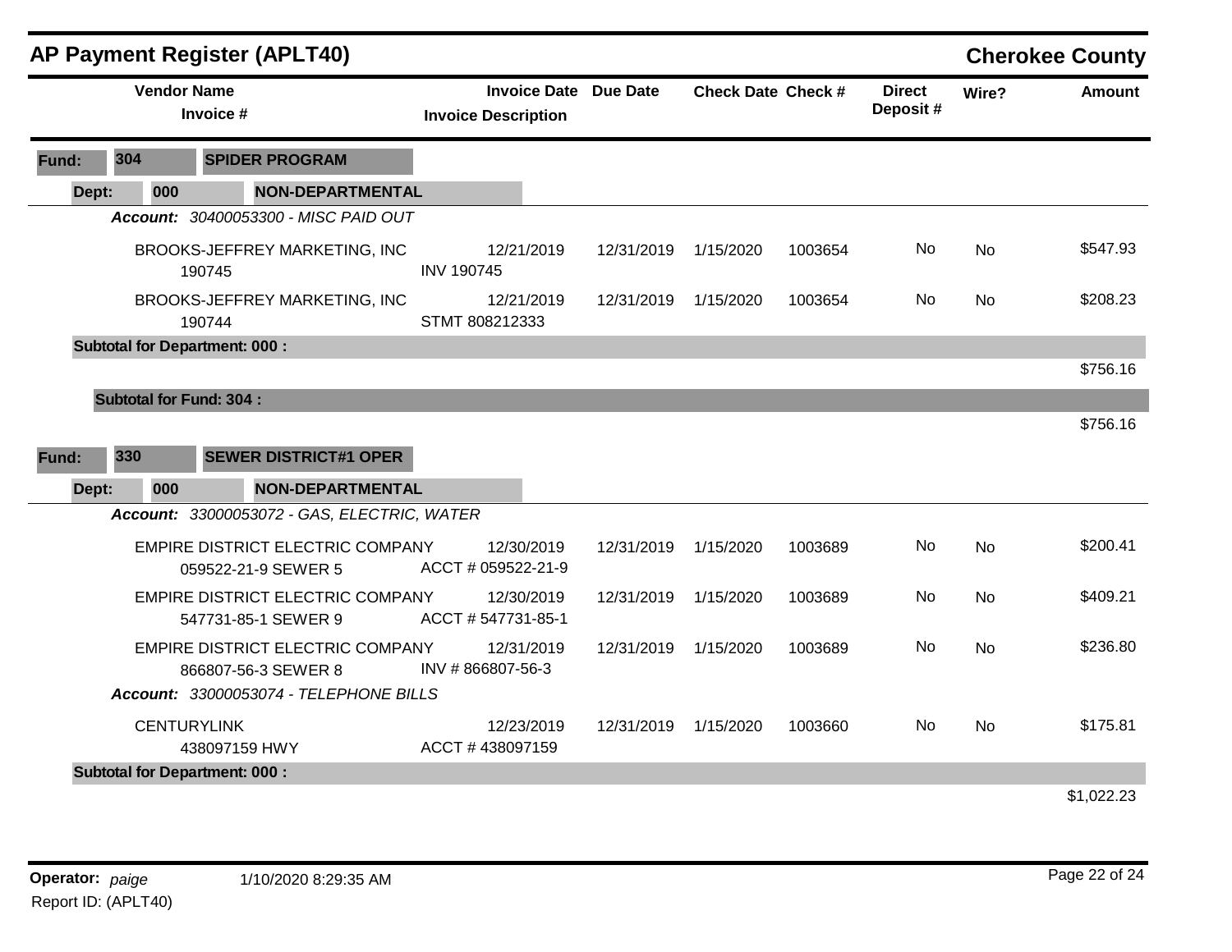## AP Payment Register (APLT40)

**Cherokee County**

| Vendor Name / Invoice # | Invoice Date / Invoice Description | Due Date | Check Date | Check # | Direct Deposit # | Wire? | Amount |
|---|---|---|---|---|---|---|---|
| **Fund: 304 SPIDER PROGRAM** | | | | | | | |
| **Dept: 000 NON-DEPARTMENTAL** | | | | | | | |
| ***Account: 30400053300 - MISC PAID OUT*** | | | | | | | |
| BROOKS-JEFFREY MARKETING, INC<br>190745 | 12/21/2019<br>INV 190745 | 12/31/2019 | 1/15/2020 | 1003654 | No | No | $547.93 |
| BROOKS-JEFFREY MARKETING, INC<br>190744 | 12/21/2019<br>STMT 808212333 | 12/31/2019 | 1/15/2020 | 1003654 | No | No | $208.23 |
| **Subtotal for Department: 000 :** | | | | | | | $756.16 |
| **Subtotal for Fund: 304 :** | | | | | | | $756.16 |
| **Fund: 330 SEWER DISTRICT#1 OPER** | | | | | | | |
| **Dept: 000 NON-DEPARTMENTAL** | | | | | | | |
| ***Account: 33000053072 - GAS, ELECTRIC, WATER*** | | | | | | | |
| EMPIRE DISTRICT ELECTRIC COMPANY<br>059522-21-9 SEWER 5 | 12/30/2019<br>ACCT # 059522-21-9 | 12/31/2019 | 1/15/2020 | 1003689 | No | No | $200.41 |
| EMPIRE DISTRICT ELECTRIC COMPANY<br>547731-85-1 SEWER 9 | 12/30/2019<br>ACCT # 547731-85-1 | 12/31/2019 | 1/15/2020 | 1003689 | No | No | $409.21 |
| EMPIRE DISTRICT ELECTRIC COMPANY<br>866807-56-3 SEWER 8 | 12/31/2019<br>INV # 866807-56-3 | 12/31/2019 | 1/15/2020 | 1003689 | No | No | $236.80 |
| ***Account: 33000053074 - TELEPHONE BILLS*** | | | | | | | |
| CENTURYLINK<br>438097159 HWY | 12/23/2019<br>ACCT # 438097159 | 12/31/2019 | 1/15/2020 | 1003660 | No | No | $175.81 |
| **Subtotal for Department: 000 :** | | | | | | | $1,022.23 |

**Operator:** *paige* 1/10/2020 8:29:35 AM

Report ID: (APLT40)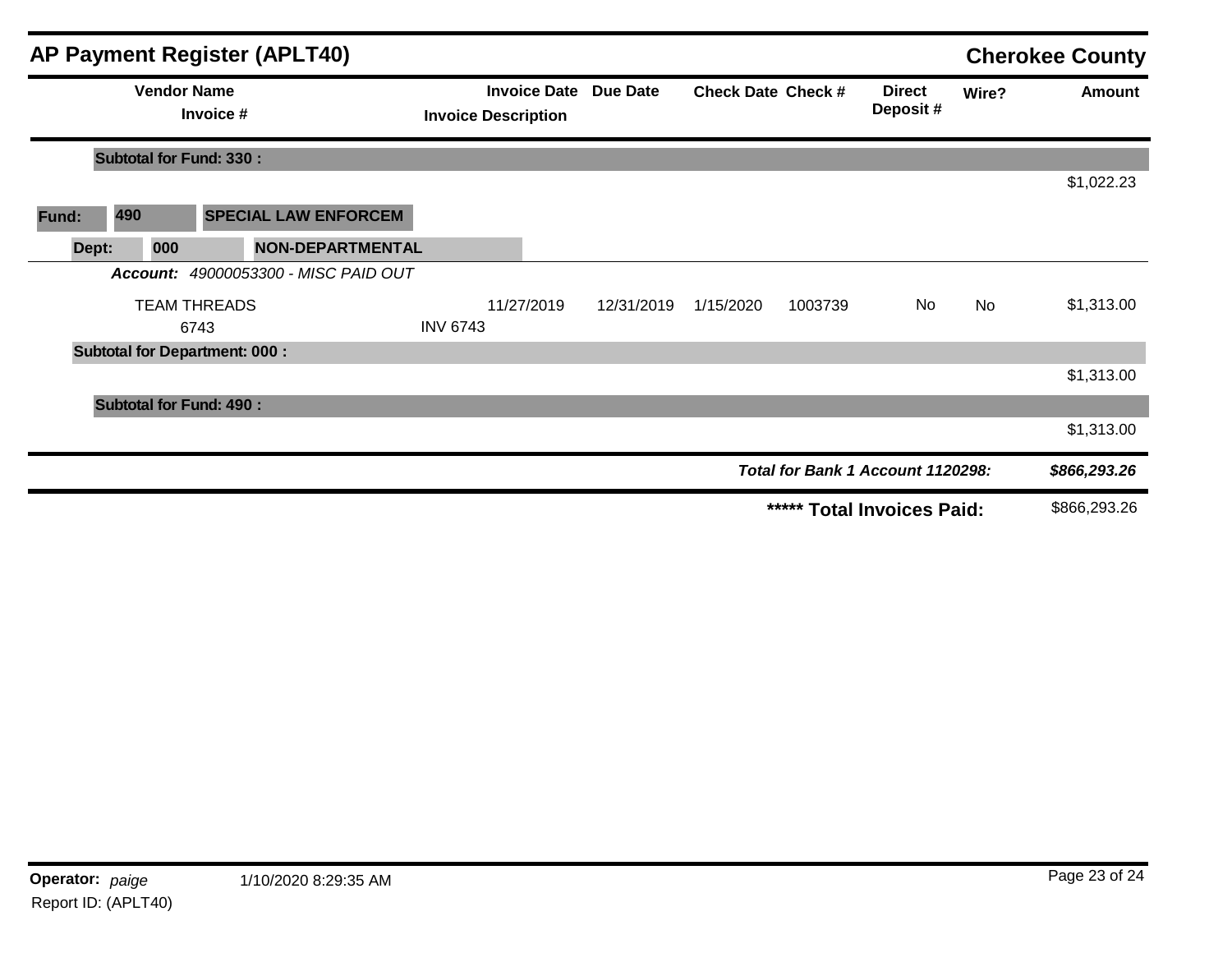## AP Payment Register (APLT40)

**Cherokee County**

| Vendor Name / Invoice # | Invoice Date / Invoice Description | Due Date | Check Date | Check # | Direct Deposit # | Wire? | Amount |
|---|---|---|---|---|---|---|---|
| **Subtotal for Fund: 330 :** | | | | | | | $1,022.23 |
| **Fund: 490 SPECIAL LAW ENFORCEM** | | | | | | | |
| **Dept: 000 NON-DEPARTMENTAL** | | | | | | | |
| ***Account:*** *49000053300 - MISC PAID OUT* | | | | | | | |
| TEAM THREADS / 6743 | 11/27/2019 / INV 6743 | 12/31/2019 | 1/15/2020 | 1003739 | No | No | $1,313.00 |
| **Subtotal for Department: 000 :** | | | | | | | $1,313.00 |
| **Subtotal for Fund: 490 :** | | | | | | | $1,313.00 |

***Total for Bank 1 Account 1120298:*** ***$866,293.26***

**\*\*\*\*\* Total Invoices Paid:** $866,293.26

**Operator:** *paige* 1/10/2020 8:29:35 AM

Report ID: (APLT40)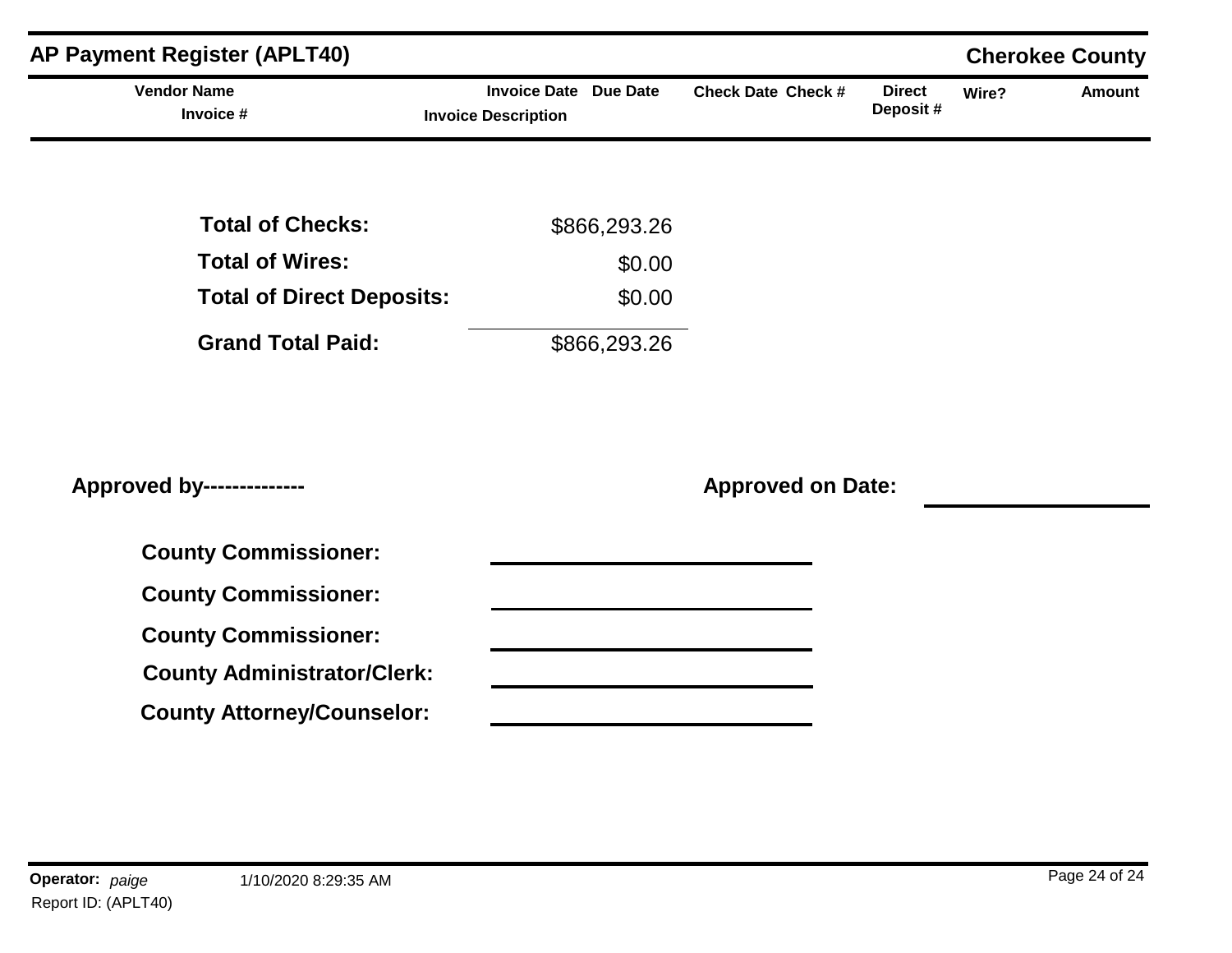## AP Payment Register (APLT40)

**Cherokee County**

| Vendor Name / Invoice # | Invoice Date / Invoice Description | Due Date | Check Date | Check # | Direct Deposit # | Wire? | Amount |
|---|---|---|---|---|---|---|---|

| | |
|---|---|
| **Total of Checks:** | $866,293.26 |
| **Total of Wires:** | $0.00 |
| **Total of Direct Deposits:** | $0.00 |
| **Grand Total Paid:** | $866,293.26 |

**Approved by--------------** **Approved on Date:** ____________________

**County Commissioner:** ____________________________

**County Commissioner:** ____________________________

**County Commissioner:** ____________________________

**County Administrator/Clerk:** ____________________________

**County Attorney/Counselor:** ____________________________

**Operator:** *paige* 1/10/2020 8:29:35 AM

Report ID: (APLT40)